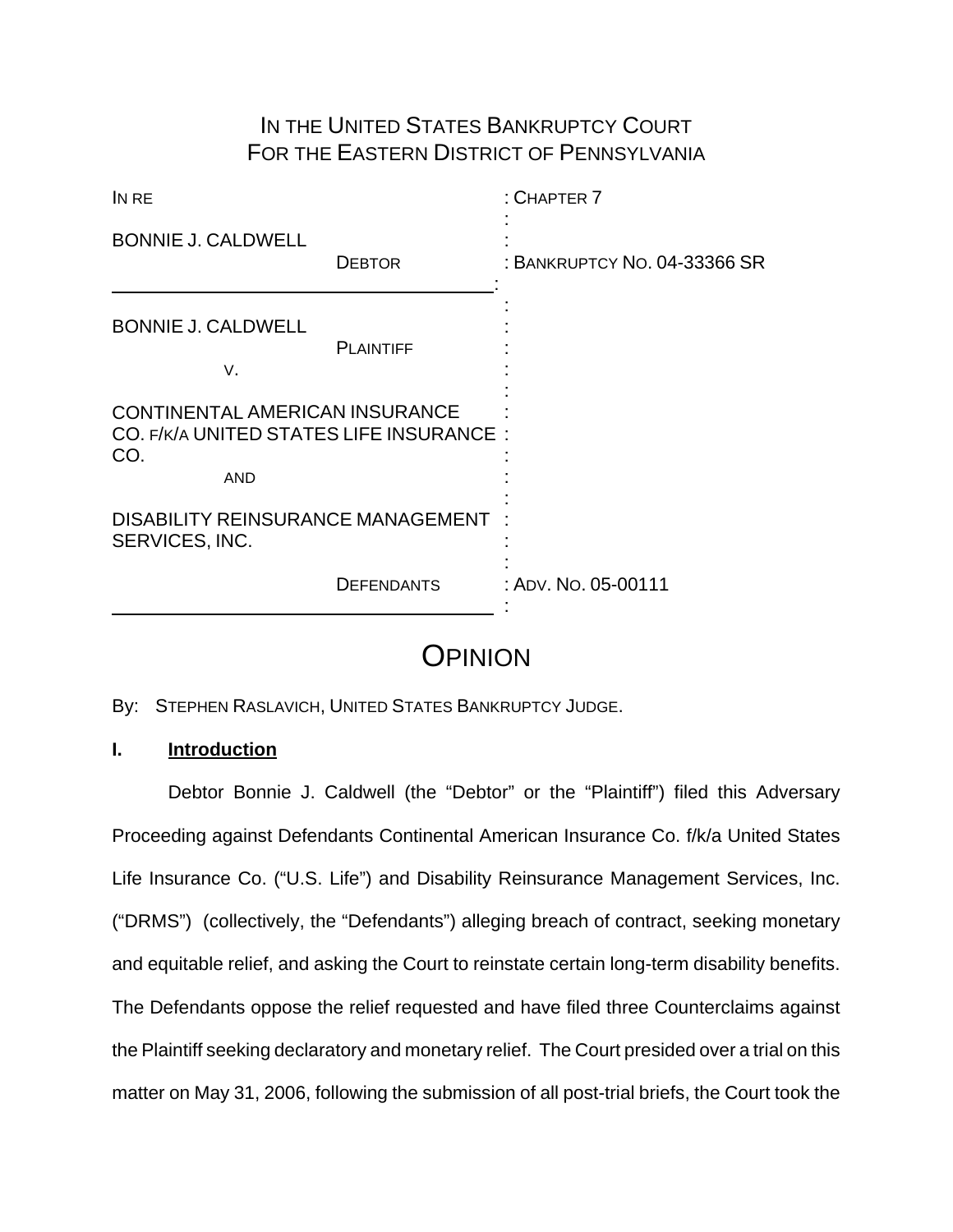# IN THE UNITED STATES BANKRUPTCY COURT
# FOR THE EASTERN DISTRICT OF PENNSYLVANIA

| | |
|---|---|
| IN RE | : CHAPTER 7 |
| BONNIE J. CALDWELL<br>DEBTOR | : BANKRUPTCY NO. 04-33366 SR |
| BONNIE J. CALDWELL<br>PLAINTIFF<br>V.<br>CONTINENTAL AMERICAN INSURANCE CO. F/K/A UNITED STATES LIFE INSURANCE CO.<br>AND<br>DISABILITY REINSURANCE MANAGEMENT SERVICES, INC.<br>DEFENDANTS | : ADV. NO. 05-00111 |

# OPINION

By: STEPHEN RASLAVICH, UNITED STATES BANKRUPTCY JUDGE.

## I. Introduction

Debtor Bonnie J. Caldwell (the "Debtor" or the "Plaintiff") filed this Adversary Proceeding against Defendants Continental American Insurance Co. f/k/a United States Life Insurance Co. ("U.S. Life") and Disability Reinsurance Management Services, Inc. ("DRMS") (collectively, the "Defendants") alleging breach of contract, seeking monetary and equitable relief, and asking the Court to reinstate certain long-term disability benefits. The Defendants oppose the relief requested and have filed three Counterclaims against the Plaintiff seeking declaratory and monetary relief. The Court presided over a trial on this matter on May 31, 2006, following the submission of all post-trial briefs, the Court took the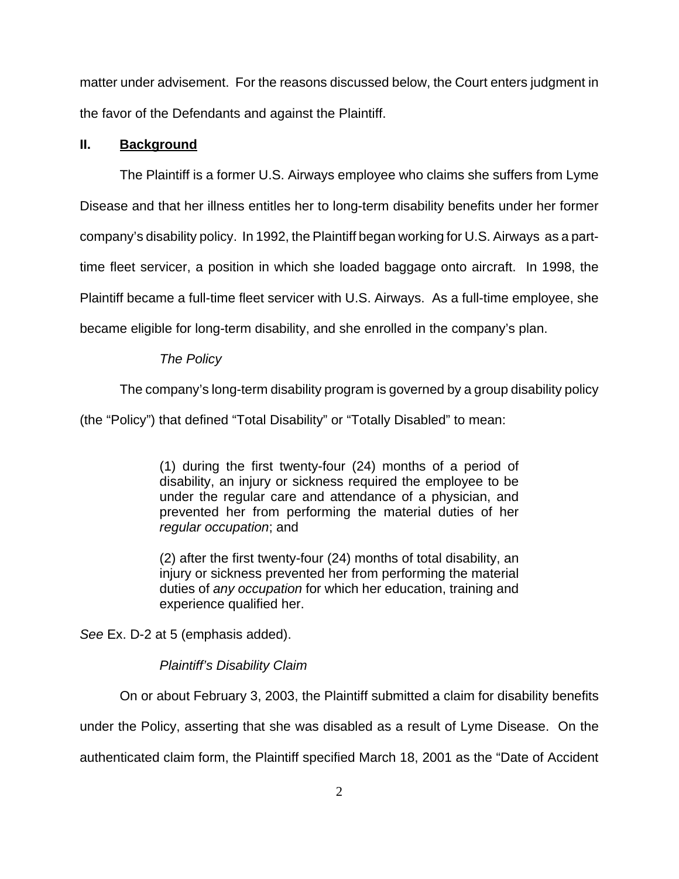matter under advisement. For the reasons discussed below, the Court enters judgment in the favor of the Defendants and against the Plaintiff.

## II. Background

The Plaintiff is a former U.S. Airways employee who claims she suffers from Lyme Disease and that her illness entitles her to long-term disability benefits under her former company's disability policy. In 1992, the Plaintiff began working for U.S. Airways as a part-time fleet servicer, a position in which she loaded baggage onto aircraft. In 1998, the Plaintiff became a full-time fleet servicer with U.S. Airways. As a full-time employee, she became eligible for long-term disability, and she enrolled in the company's plan.

*The Policy*

The company's long-term disability program is governed by a group disability policy (the "Policy") that defined "Total Disability" or "Totally Disabled" to mean:

> (1) during the first twenty-four (24) months of a period of disability, an injury or sickness required the employee to be under the regular care and attendance of a physician, and prevented her from performing the material duties of her *regular occupation*; and
>
> (2) after the first twenty-four (24) months of total disability, an injury or sickness prevented her from performing the material duties of *any occupation* for which her education, training and experience qualified her.

*See* Ex. D-2 at 5 (emphasis added).

*Plaintiff's Disability Claim*

On or about February 3, 2003, the Plaintiff submitted a claim for disability benefits under the Policy, asserting that she was disabled as a result of Lyme Disease. On the authenticated claim form, the Plaintiff specified March 18, 2001 as the "Date of Accident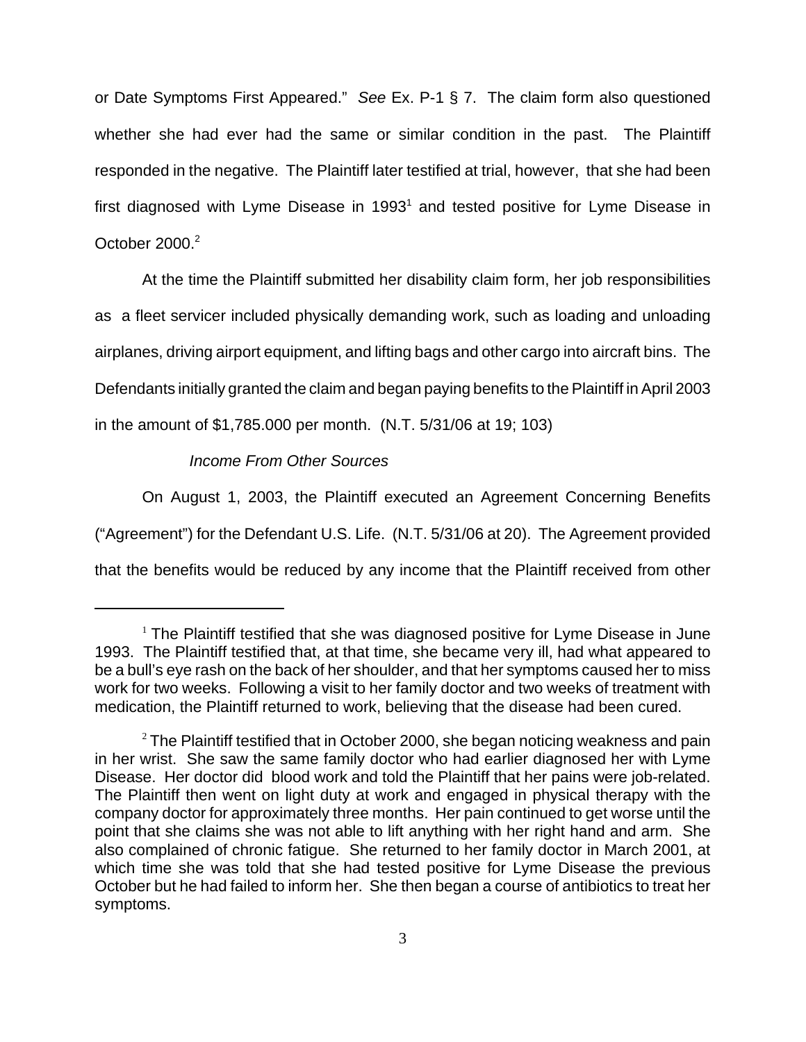or Date Symptoms First Appeared." *See* Ex. P-1 § 7. The claim form also questioned whether she had ever had the same or similar condition in the past. The Plaintiff responded in the negative. The Plaintiff later testified at trial, however, that she had been first diagnosed with Lyme Disease in 1993[1] and tested positive for Lyme Disease in October 2000.[2]

At the time the Plaintiff submitted her disability claim form, her job responsibilities as a fleet servicer included physically demanding work, such as loading and unloading airplanes, driving airport equipment, and lifting bags and other cargo into aircraft bins. The Defendants initially granted the claim and began paying benefits to the Plaintiff in April 2003 in the amount of $1,785.000 per month. (N.T. 5/31/06 at 19; 103)

*Income From Other Sources*

On August 1, 2003, the Plaintiff executed an Agreement Concerning Benefits ("Agreement") for the Defendant U.S. Life. (N.T. 5/31/06 at 20). The Agreement provided that the benefits would be reduced by any income that the Plaintiff received from other

---

[1] The Plaintiff testified that she was diagnosed positive for Lyme Disease in June 1993. The Plaintiff testified that, at that time, she became very ill, had what appeared to be a bull's eye rash on the back of her shoulder, and that her symptoms caused her to miss work for two weeks. Following a visit to her family doctor and two weeks of treatment with medication, the Plaintiff returned to work, believing that the disease had been cured.

[2] The Plaintiff testified that in October 2000, she began noticing weakness and pain in her wrist. She saw the same family doctor who had earlier diagnosed her with Lyme Disease. Her doctor did blood work and told the Plaintiff that her pains were job-related. The Plaintiff then went on light duty at work and engaged in physical therapy with the company doctor for approximately three months. Her pain continued to get worse until the point that she claims she was not able to lift anything with her right hand and arm. She also complained of chronic fatigue. She returned to her family doctor in March 2001, at which time she was told that she had tested positive for Lyme Disease the previous October but he had failed to inform her. She then began a course of antibiotics to treat her symptoms.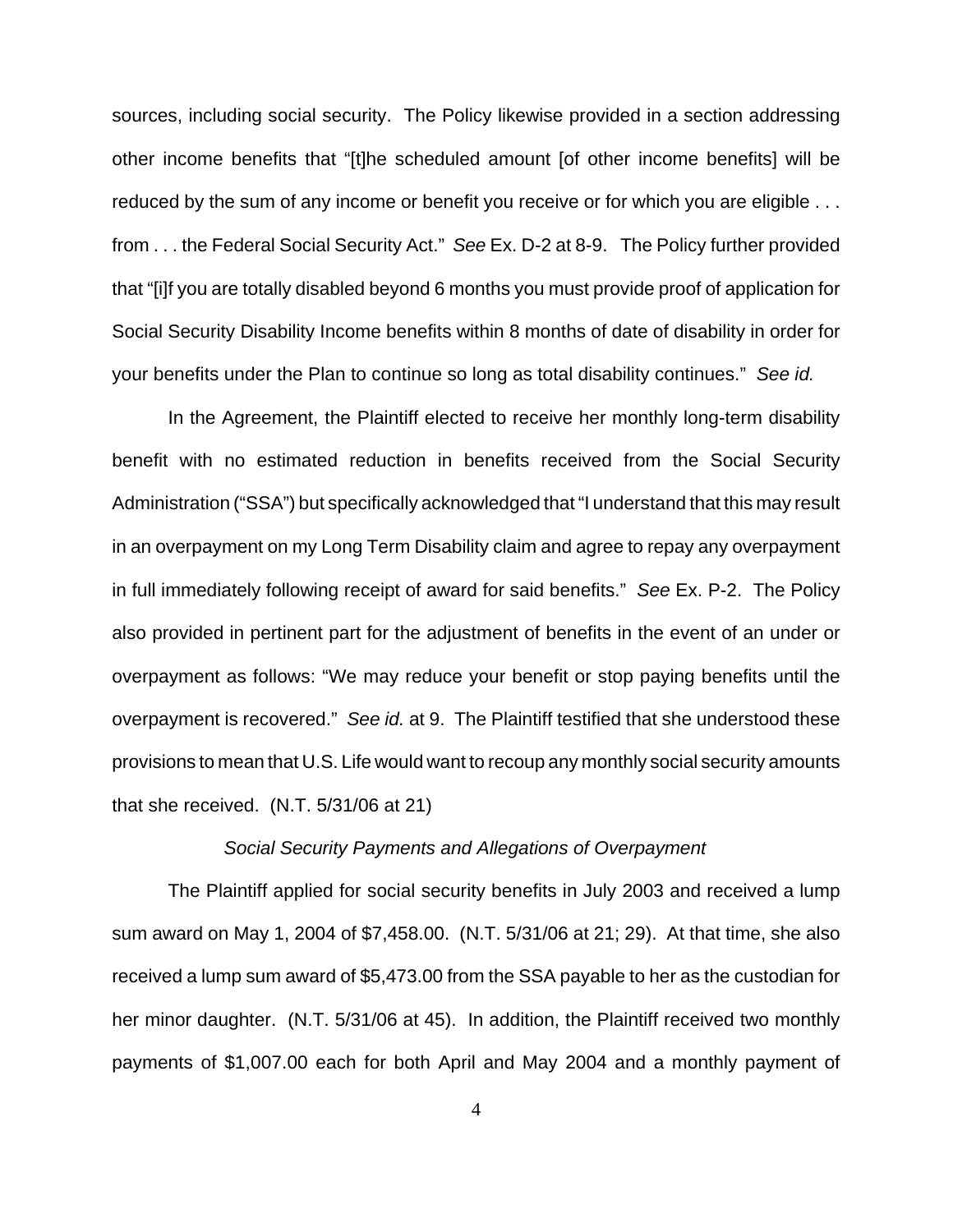sources, including social security. The Policy likewise provided in a section addressing other income benefits that "[t]he scheduled amount [of other income benefits] will be reduced by the sum of any income or benefit you receive or for which you are eligible . . . from . . . the Federal Social Security Act." *See* Ex. D-2 at 8-9. The Policy further provided that "[i]f you are totally disabled beyond 6 months you must provide proof of application for Social Security Disability Income benefits within 8 months of date of disability in order for your benefits under the Plan to continue so long as total disability continues." *See id.*

In the Agreement, the Plaintiff elected to receive her monthly long-term disability benefit with no estimated reduction in benefits received from the Social Security Administration ("SSA") but specifically acknowledged that "I understand that this may result in an overpayment on my Long Term Disability claim and agree to repay any overpayment in full immediately following receipt of award for said benefits." *See* Ex. P-2. The Policy also provided in pertinent part for the adjustment of benefits in the event of an under or overpayment as follows: "We may reduce your benefit or stop paying benefits until the overpayment is recovered." *See id.* at 9. The Plaintiff testified that she understood these provisions to mean that U.S. Life would want to recoup any monthly social security amounts that she received. (N.T. 5/31/06 at 21)

*Social Security Payments and Allegations of Overpayment*

The Plaintiff applied for social security benefits in July 2003 and received a lump sum award on May 1, 2004 of $7,458.00. (N.T. 5/31/06 at 21; 29). At that time, she also received a lump sum award of $5,473.00 from the SSA payable to her as the custodian for her minor daughter. (N.T. 5/31/06 at 45). In addition, the Plaintiff received two monthly payments of $1,007.00 each for both April and May 2004 and a monthly payment of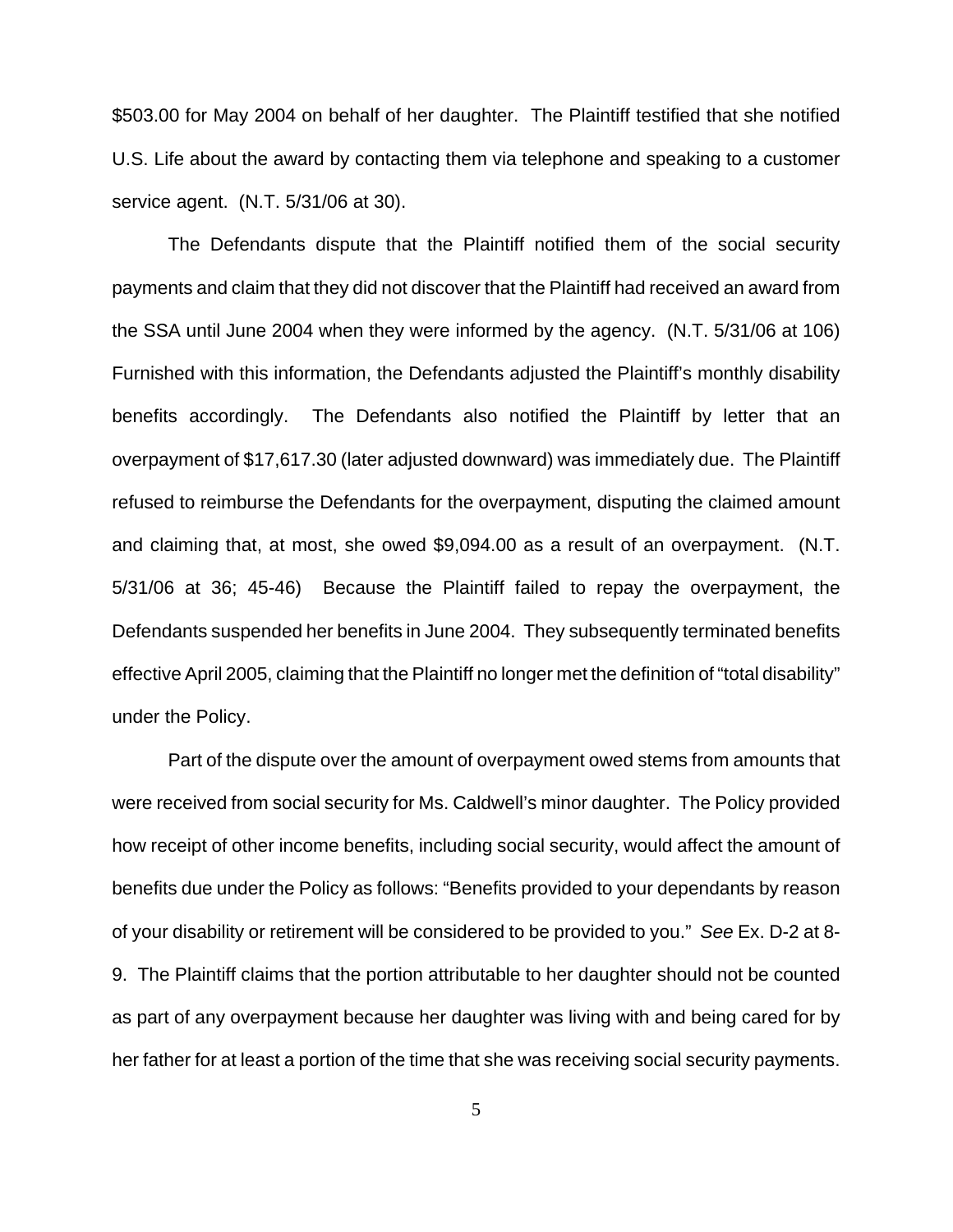$503.00 for May 2004 on behalf of her daughter. The Plaintiff testified that she notified U.S. Life about the award by contacting them via telephone and speaking to a customer service agent. (N.T. 5/31/06 at 30).

The Defendants dispute that the Plaintiff notified them of the social security payments and claim that they did not discover that the Plaintiff had received an award from the SSA until June 2004 when they were informed by the agency. (N.T. 5/31/06 at 106) Furnished with this information, the Defendants adjusted the Plaintiff's monthly disability benefits accordingly. The Defendants also notified the Plaintiff by letter that an overpayment of $17,617.30 (later adjusted downward) was immediately due. The Plaintiff refused to reimburse the Defendants for the overpayment, disputing the claimed amount and claiming that, at most, she owed $9,094.00 as a result of an overpayment. (N.T. 5/31/06 at 36; 45-46) Because the Plaintiff failed to repay the overpayment, the Defendants suspended her benefits in June 2004. They subsequently terminated benefits effective April 2005, claiming that the Plaintiff no longer met the definition of "total disability" under the Policy.

Part of the dispute over the amount of overpayment owed stems from amounts that were received from social security for Ms. Caldwell's minor daughter. The Policy provided how receipt of other income benefits, including social security, would affect the amount of benefits due under the Policy as follows: "Benefits provided to your dependants by reason of your disability or retirement will be considered to be provided to you." *See* Ex. D-2 at 8-9. The Plaintiff claims that the portion attributable to her daughter should not be counted as part of any overpayment because her daughter was living with and being cared for by her father for at least a portion of the time that she was receiving social security payments.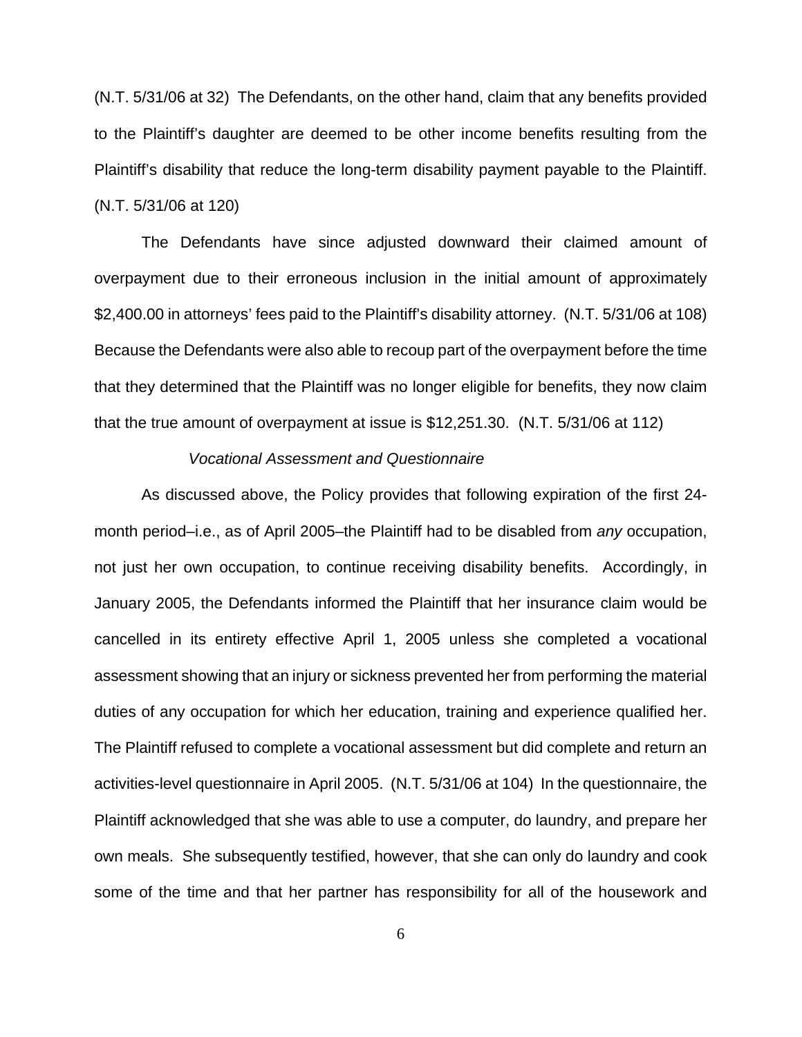(N.T. 5/31/06 at 32) The Defendants, on the other hand, claim that any benefits provided to the Plaintiff's daughter are deemed to be other income benefits resulting from the Plaintiff's disability that reduce the long-term disability payment payable to the Plaintiff. (N.T. 5/31/06 at 120)

The Defendants have since adjusted downward their claimed amount of overpayment due to their erroneous inclusion in the initial amount of approximately $2,400.00 in attorneys' fees paid to the Plaintiff's disability attorney. (N.T. 5/31/06 at 108) Because the Defendants were also able to recoup part of the overpayment before the time that they determined that the Plaintiff was no longer eligible for benefits, they now claim that the true amount of overpayment at issue is $12,251.30. (N.T. 5/31/06 at 112)

*Vocational Assessment and Questionnaire*

As discussed above, the Policy provides that following expiration of the first 24-month period–i.e., as of April 2005–the Plaintiff had to be disabled from *any* occupation, not just her own occupation, to continue receiving disability benefits. Accordingly, in January 2005, the Defendants informed the Plaintiff that her insurance claim would be cancelled in its entirety effective April 1, 2005 unless she completed a vocational assessment showing that an injury or sickness prevented her from performing the material duties of any occupation for which her education, training and experience qualified her. The Plaintiff refused to complete a vocational assessment but did complete and return an activities-level questionnaire in April 2005. (N.T. 5/31/06 at 104) In the questionnaire, the Plaintiff acknowledged that she was able to use a computer, do laundry, and prepare her own meals. She subsequently testified, however, that she can only do laundry and cook some of the time and that her partner has responsibility for all of the housework and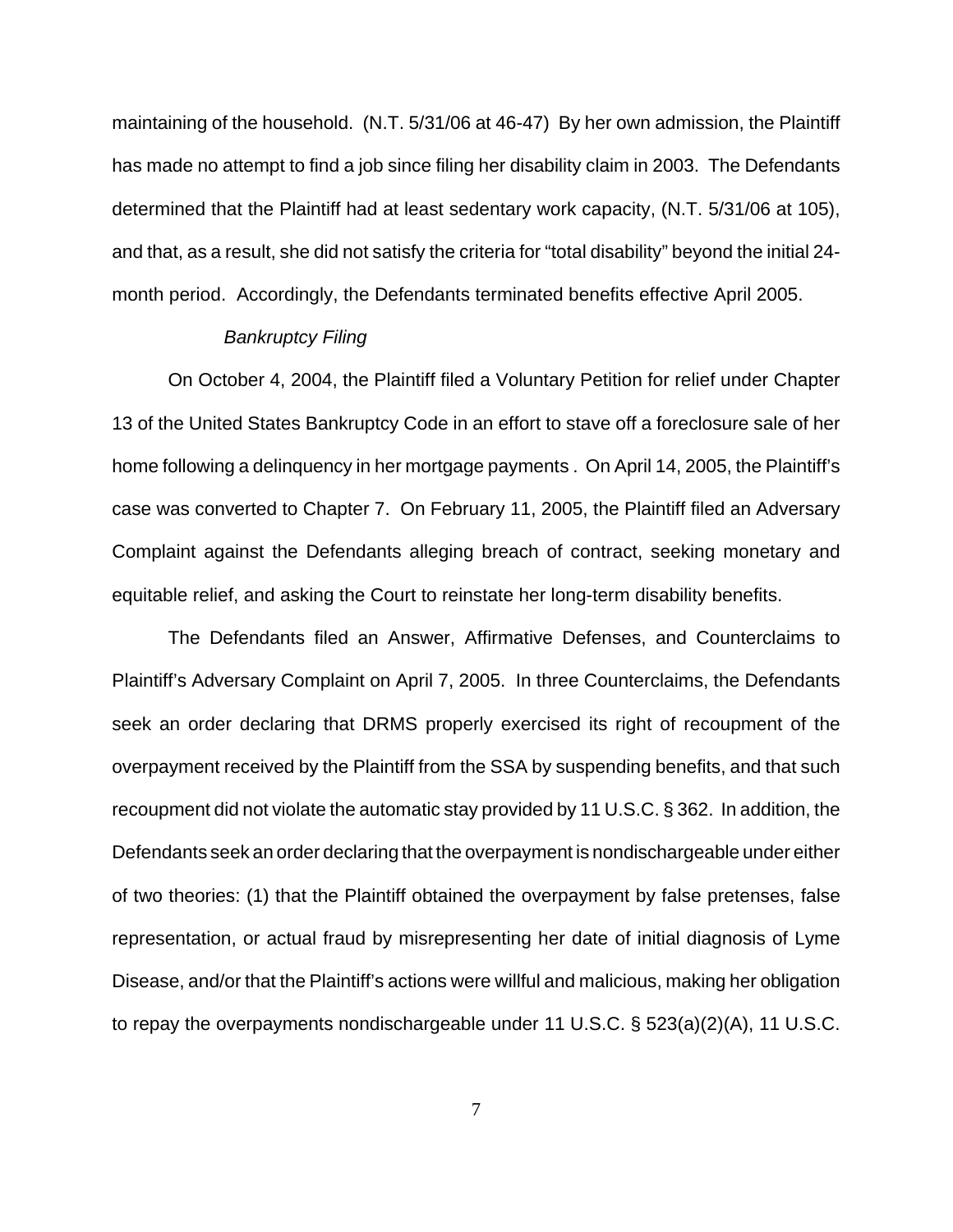maintaining of the household. (N.T. 5/31/06 at 46-47) By her own admission, the Plaintiff has made no attempt to find a job since filing her disability claim in 2003. The Defendants determined that the Plaintiff had at least sedentary work capacity, (N.T. 5/31/06 at 105), and that, as a result, she did not satisfy the criteria for "total disability" beyond the initial 24-month period. Accordingly, the Defendants terminated benefits effective April 2005.

*Bankruptcy Filing*

On October 4, 2004, the Plaintiff filed a Voluntary Petition for relief under Chapter 13 of the United States Bankruptcy Code in an effort to stave off a foreclosure sale of her home following a delinquency in her mortgage payments . On April 14, 2005, the Plaintiff's case was converted to Chapter 7. On February 11, 2005, the Plaintiff filed an Adversary Complaint against the Defendants alleging breach of contract, seeking monetary and equitable relief, and asking the Court to reinstate her long-term disability benefits.

The Defendants filed an Answer, Affirmative Defenses, and Counterclaims to Plaintiff's Adversary Complaint on April 7, 2005. In three Counterclaims, the Defendants seek an order declaring that DRMS properly exercised its right of recoupment of the overpayment received by the Plaintiff from the SSA by suspending benefits, and that such recoupment did not violate the automatic stay provided by 11 U.S.C. § 362. In addition, the Defendants seek an order declaring that the overpayment is nondischargeable under either of two theories: (1) that the Plaintiff obtained the overpayment by false pretenses, false representation, or actual fraud by misrepresenting her date of initial diagnosis of Lyme Disease, and/or that the Plaintiff's actions were willful and malicious, making her obligation to repay the overpayments nondischargeable under 11 U.S.C. § 523(a)(2)(A), 11 U.S.C.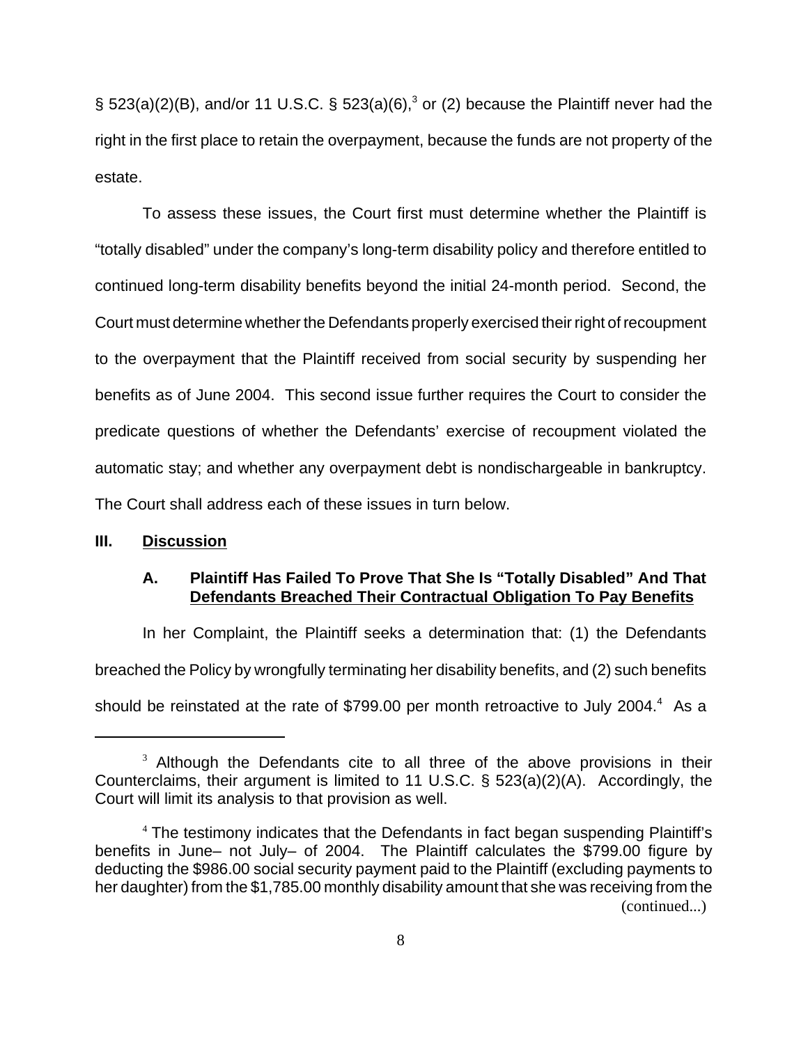§ 523(a)(2)(B), and/or 11 U.S.C. § 523(a)(6),[3] or (2) because the Plaintiff never had the right in the first place to retain the overpayment, because the funds are not property of the estate.

To assess these issues, the Court first must determine whether the Plaintiff is "totally disabled" under the company's long-term disability policy and therefore entitled to continued long-term disability benefits beyond the initial 24-month period. Second, the Court must determine whether the Defendants properly exercised their right of recoupment to the overpayment that the Plaintiff received from social security by suspending her benefits as of June 2004. This second issue further requires the Court to consider the predicate questions of whether the Defendants' exercise of recoupment violated the automatic stay; and whether any overpayment debt is nondischargeable in bankruptcy. The Court shall address each of these issues in turn below.

## III. Discussion

### A. Plaintiff Has Failed To Prove That She Is "Totally Disabled" And That Defendants Breached Their Contractual Obligation To Pay Benefits

In her Complaint, the Plaintiff seeks a determination that: (1) the Defendants breached the Policy by wrongfully terminating her disability benefits, and (2) such benefits should be reinstated at the rate of $799.00 per month retroactive to July 2004.[4] As a

---

[3] Although the Defendants cite to all three of the above provisions in their Counterclaims, their argument is limited to 11 U.S.C. § 523(a)(2)(A). Accordingly, the Court will limit its analysis to that provision as well.

[4] The testimony indicates that the Defendants in fact began suspending Plaintiff's benefits in June– not July– of 2004. The Plaintiff calculates the $799.00 figure by deducting the $986.00 social security payment paid to the Plaintiff (excluding payments to her daughter) from the $1,785.00 monthly disability amount that she was receiving from the (continued...)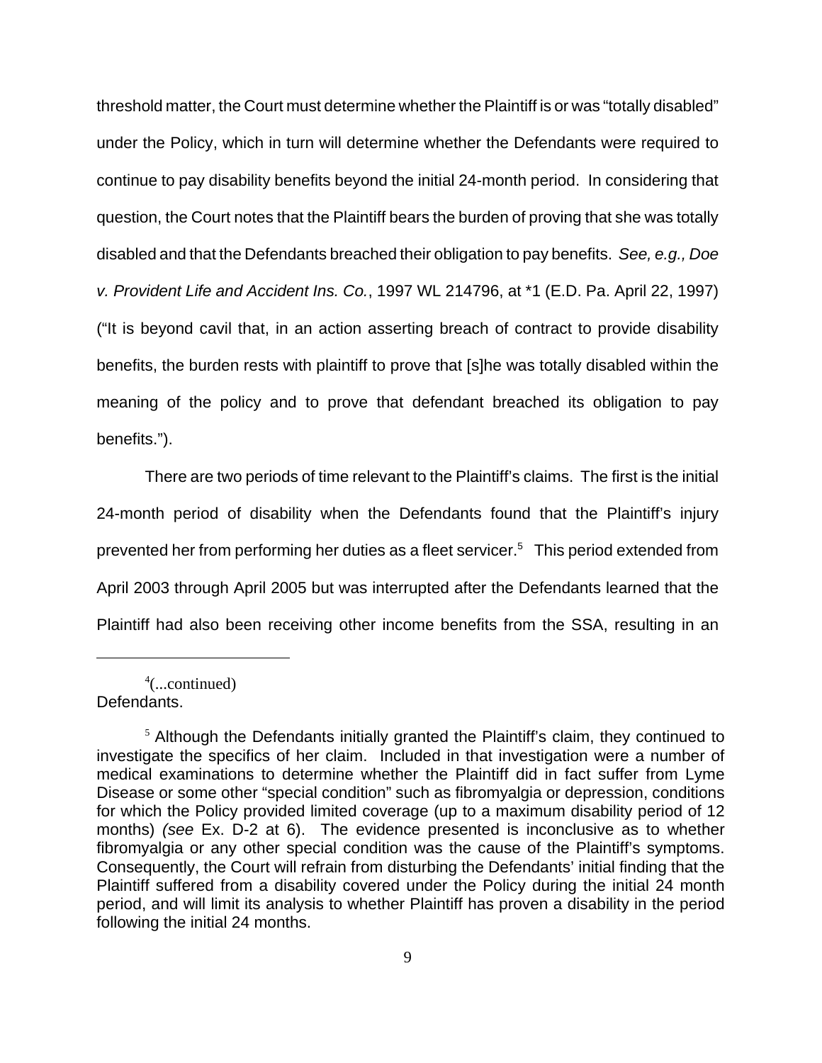threshold matter, the Court must determine whether the Plaintiff is or was "totally disabled" under the Policy, which in turn will determine whether the Defendants were required to continue to pay disability benefits beyond the initial 24-month period. In considering that question, the Court notes that the Plaintiff bears the burden of proving that she was totally disabled and that the Defendants breached their obligation to pay benefits. *See, e.g., Doe v. Provident Life and Accident Ins. Co.*, 1997 WL 214796, at *1 (E.D. Pa. April 22, 1997) ("It is beyond cavil that, in an action asserting breach of contract to provide disability benefits, the burden rests with plaintiff to prove that [s]he was totally disabled within the meaning of the policy and to prove that defendant breached its obligation to pay benefits.").

There are two periods of time relevant to the Plaintiff's claims. The first is the initial 24-month period of disability when the Defendants found that the Plaintiff's injury prevented her from performing her duties as a fleet servicer.[5] This period extended from April 2003 through April 2005 but was interrupted after the Defendants learned that the Plaintiff had also been receiving other income benefits from the SSA, resulting in an

---

[4](...continued) Defendants.

[5] Although the Defendants initially granted the Plaintiff's claim, they continued to investigate the specifics of her claim. Included in that investigation were a number of medical examinations to determine whether the Plaintiff did in fact suffer from Lyme Disease or some other "special condition" such as fibromyalgia or depression, conditions for which the Policy provided limited coverage (up to a maximum disability period of 12 months) *(see* Ex. D-2 at 6). The evidence presented is inconclusive as to whether fibromyalgia or any other special condition was the cause of the Plaintiff's symptoms. Consequently, the Court will refrain from disturbing the Defendants' initial finding that the Plaintiff suffered from a disability covered under the Policy during the initial 24 month period, and will limit its analysis to whether Plaintiff has proven a disability in the period following the initial 24 months.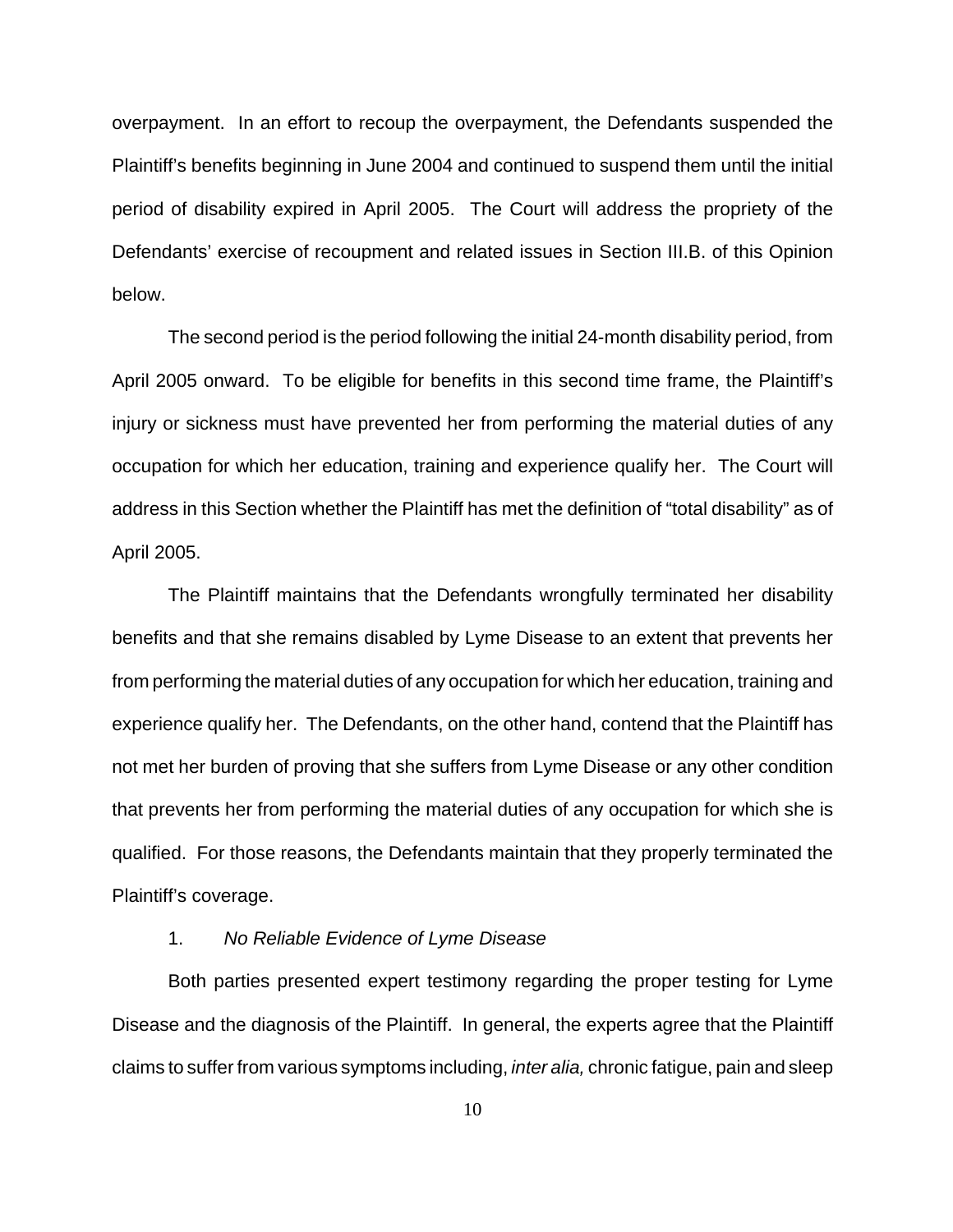overpayment. In an effort to recoup the overpayment, the Defendants suspended the Plaintiff's benefits beginning in June 2004 and continued to suspend them until the initial period of disability expired in April 2005. The Court will address the propriety of the Defendants' exercise of recoupment and related issues in Section III.B. of this Opinion below.

The second period is the period following the initial 24-month disability period, from April 2005 onward. To be eligible for benefits in this second time frame, the Plaintiff's injury or sickness must have prevented her from performing the material duties of any occupation for which her education, training and experience qualify her. The Court will address in this Section whether the Plaintiff has met the definition of "total disability" as of April 2005.

The Plaintiff maintains that the Defendants wrongfully terminated her disability benefits and that she remains disabled by Lyme Disease to an extent that prevents her from performing the material duties of any occupation for which her education, training and experience qualify her. The Defendants, on the other hand, contend that the Plaintiff has not met her burden of proving that she suffers from Lyme Disease or any other condition that prevents her from performing the material duties of any occupation for which she is qualified. For those reasons, the Defendants maintain that they properly terminated the Plaintiff's coverage.

1. *No Reliable Evidence of Lyme Disease*

Both parties presented expert testimony regarding the proper testing for Lyme Disease and the diagnosis of the Plaintiff. In general, the experts agree that the Plaintiff claims to suffer from various symptoms including, *inter alia,* chronic fatigue, pain and sleep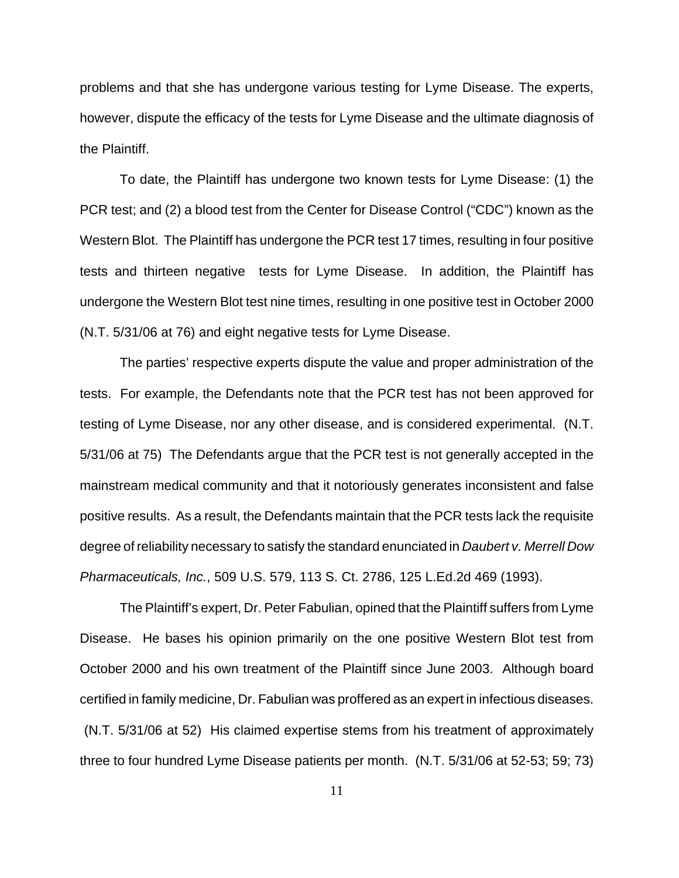problems and that she has undergone various testing for Lyme Disease. The experts, however, dispute the efficacy of the tests for Lyme Disease and the ultimate diagnosis of the Plaintiff.

To date, the Plaintiff has undergone two known tests for Lyme Disease: (1) the PCR test; and (2) a blood test from the Center for Disease Control ("CDC") known as the Western Blot. The Plaintiff has undergone the PCR test 17 times, resulting in four positive tests and thirteen negative tests for Lyme Disease. In addition, the Plaintiff has undergone the Western Blot test nine times, resulting in one positive test in October 2000 (N.T. 5/31/06 at 76) and eight negative tests for Lyme Disease.

The parties' respective experts dispute the value and proper administration of the tests. For example, the Defendants note that the PCR test has not been approved for testing of Lyme Disease, nor any other disease, and is considered experimental. (N.T. 5/31/06 at 75) The Defendants argue that the PCR test is not generally accepted in the mainstream medical community and that it notoriously generates inconsistent and false positive results. As a result, the Defendants maintain that the PCR tests lack the requisite degree of reliability necessary to satisfy the standard enunciated in *Daubert v. Merrell Dow Pharmaceuticals, Inc.*, 509 U.S. 579, 113 S. Ct. 2786, 125 L.Ed.2d 469 (1993).

The Plaintiff's expert, Dr. Peter Fabulian, opined that the Plaintiff suffers from Lyme Disease. He bases his opinion primarily on the one positive Western Blot test from October 2000 and his own treatment of the Plaintiff since June 2003. Although board certified in family medicine, Dr. Fabulian was proffered as an expert in infectious diseases. (N.T. 5/31/06 at 52) His claimed expertise stems from his treatment of approximately three to four hundred Lyme Disease patients per month. (N.T. 5/31/06 at 52-53; 59; 73)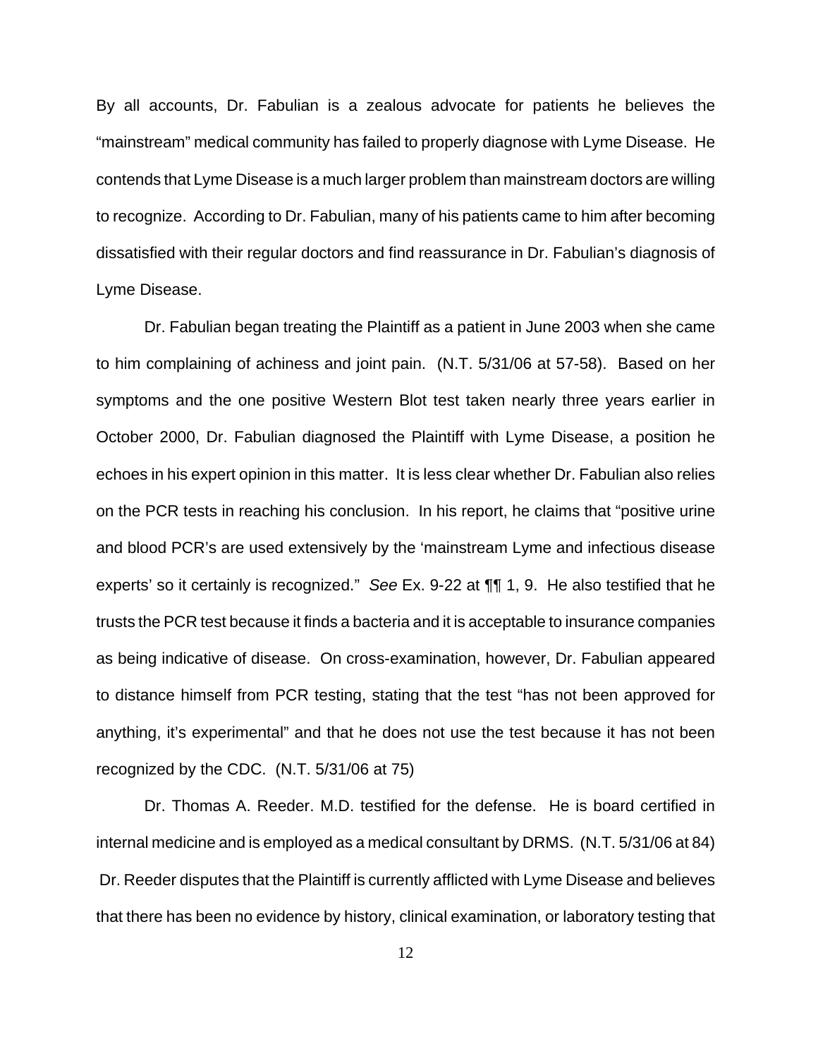By all accounts, Dr. Fabulian is a zealous advocate for patients he believes the "mainstream" medical community has failed to properly diagnose with Lyme Disease. He contends that Lyme Disease is a much larger problem than mainstream doctors are willing to recognize. According to Dr. Fabulian, many of his patients came to him after becoming dissatisfied with their regular doctors and find reassurance in Dr. Fabulian's diagnosis of Lyme Disease.

Dr. Fabulian began treating the Plaintiff as a patient in June 2003 when she came to him complaining of achiness and joint pain. (N.T. 5/31/06 at 57-58). Based on her symptoms and the one positive Western Blot test taken nearly three years earlier in October 2000, Dr. Fabulian diagnosed the Plaintiff with Lyme Disease, a position he echoes in his expert opinion in this matter. It is less clear whether Dr. Fabulian also relies on the PCR tests in reaching his conclusion. In his report, he claims that "positive urine and blood PCR's are used extensively by the 'mainstream Lyme and infectious disease experts' so it certainly is recognized." *See* Ex. 9-22 at ¶¶ 1, 9. He also testified that he trusts the PCR test because it finds a bacteria and it is acceptable to insurance companies as being indicative of disease. On cross-examination, however, Dr. Fabulian appeared to distance himself from PCR testing, stating that the test "has not been approved for anything, it's experimental" and that he does not use the test because it has not been recognized by the CDC. (N.T. 5/31/06 at 75)

Dr. Thomas A. Reeder. M.D. testified for the defense. He is board certified in internal medicine and is employed as a medical consultant by DRMS. (N.T. 5/31/06 at 84) Dr. Reeder disputes that the Plaintiff is currently afflicted with Lyme Disease and believes that there has been no evidence by history, clinical examination, or laboratory testing that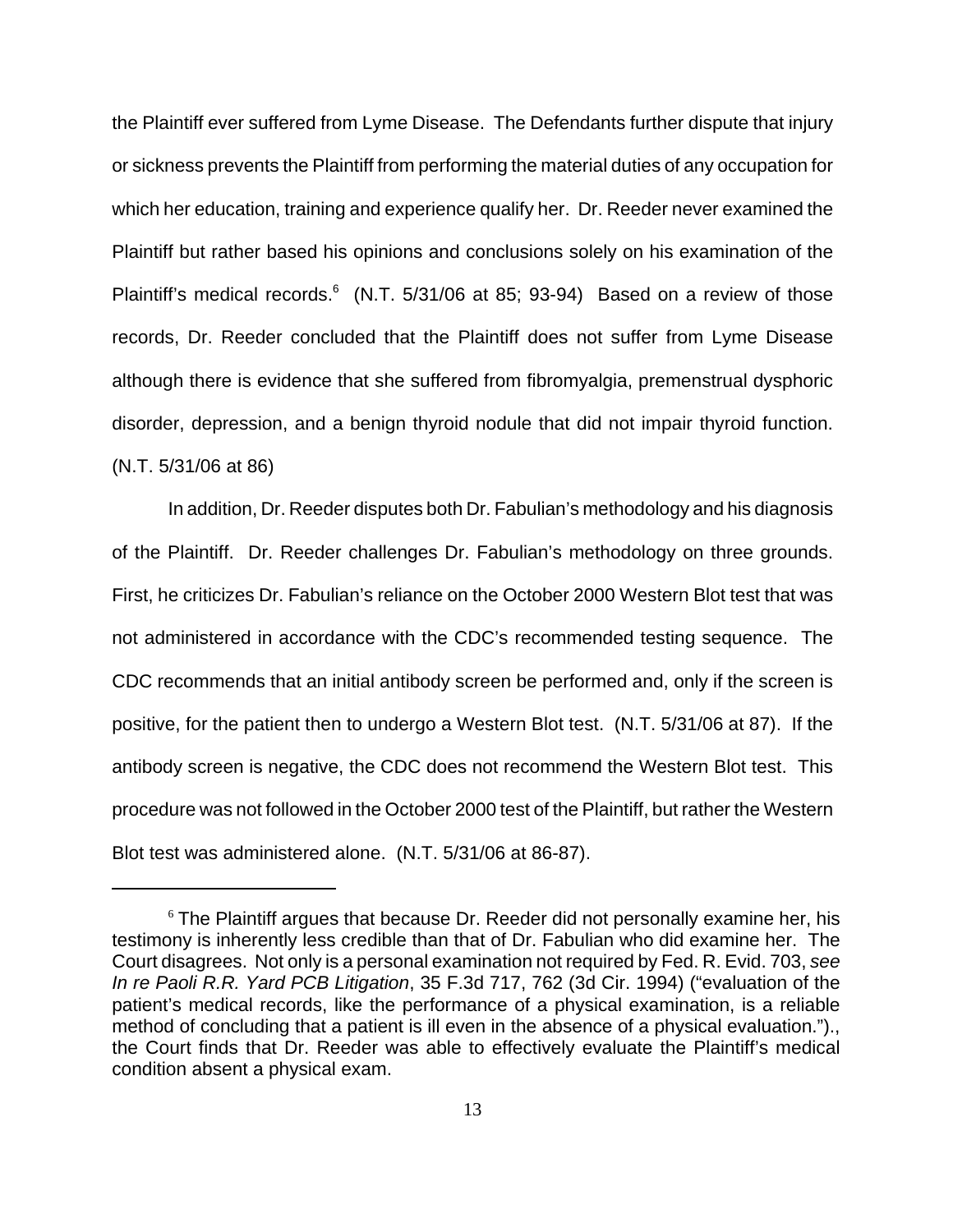the Plaintiff ever suffered from Lyme Disease. The Defendants further dispute that injury or sickness prevents the Plaintiff from performing the material duties of any occupation for which her education, training and experience qualify her. Dr. Reeder never examined the Plaintiff but rather based his opinions and conclusions solely on his examination of the Plaintiff's medical records.[6] (N.T. 5/31/06 at 85; 93-94) Based on a review of those records, Dr. Reeder concluded that the Plaintiff does not suffer from Lyme Disease although there is evidence that she suffered from fibromyalgia, premenstrual dysphoric disorder, depression, and a benign thyroid nodule that did not impair thyroid function. (N.T. 5/31/06 at 86)

In addition, Dr. Reeder disputes both Dr. Fabulian's methodology and his diagnosis of the Plaintiff. Dr. Reeder challenges Dr. Fabulian's methodology on three grounds. First, he criticizes Dr. Fabulian's reliance on the October 2000 Western Blot test that was not administered in accordance with the CDC's recommended testing sequence. The CDC recommends that an initial antibody screen be performed and, only if the screen is positive, for the patient then to undergo a Western Blot test. (N.T. 5/31/06 at 87). If the antibody screen is negative, the CDC does not recommend the Western Blot test. This procedure was not followed in the October 2000 test of the Plaintiff, but rather the Western Blot test was administered alone. (N.T. 5/31/06 at 86-87).

---

[6] The Plaintiff argues that because Dr. Reeder did not personally examine her, his testimony is inherently less credible than that of Dr. Fabulian who did examine her. The Court disagrees. Not only is a personal examination not required by Fed. R. Evid. 703, *see In re Paoli R.R. Yard PCB Litigation*, 35 F.3d 717, 762 (3d Cir. 1994) ("evaluation of the patient's medical records, like the performance of a physical examination, is a reliable method of concluding that a patient is ill even in the absence of a physical evaluation.")., the Court finds that Dr. Reeder was able to effectively evaluate the Plaintiff's medical condition absent a physical exam.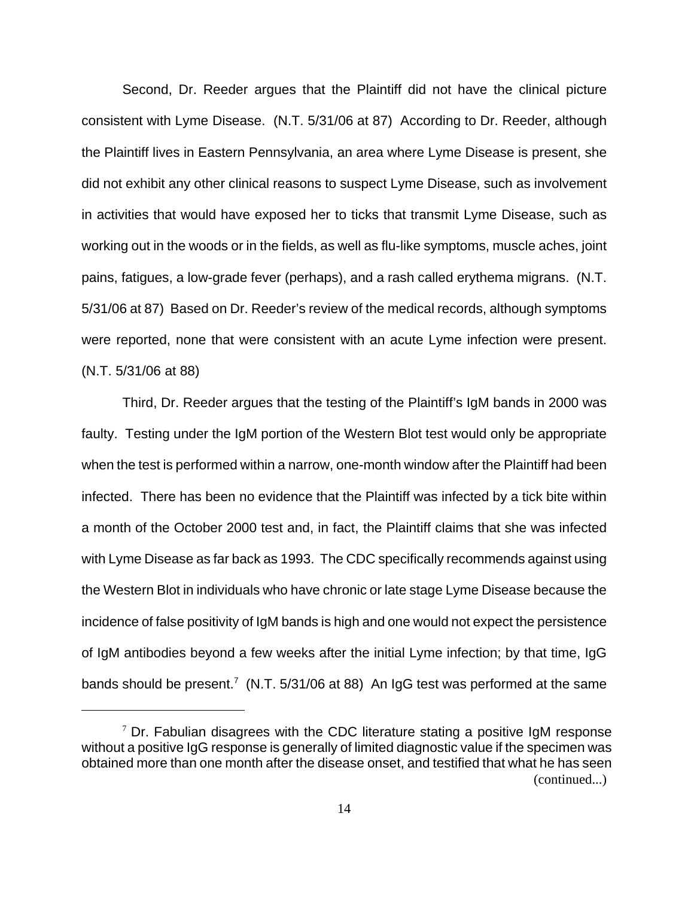Second, Dr. Reeder argues that the Plaintiff did not have the clinical picture consistent with Lyme Disease. (N.T. 5/31/06 at 87) According to Dr. Reeder, although the Plaintiff lives in Eastern Pennsylvania, an area where Lyme Disease is present, she did not exhibit any other clinical reasons to suspect Lyme Disease, such as involvement in activities that would have exposed her to ticks that transmit Lyme Disease, such as working out in the woods or in the fields, as well as flu-like symptoms, muscle aches, joint pains, fatigues, a low-grade fever (perhaps), and a rash called erythema migrans. (N.T. 5/31/06 at 87) Based on Dr. Reeder's review of the medical records, although symptoms were reported, none that were consistent with an acute Lyme infection were present. (N.T. 5/31/06 at 88)

Third, Dr. Reeder argues that the testing of the Plaintiff's IgM bands in 2000 was faulty. Testing under the IgM portion of the Western Blot test would only be appropriate when the test is performed within a narrow, one-month window after the Plaintiff had been infected. There has been no evidence that the Plaintiff was infected by a tick bite within a month of the October 2000 test and, in fact, the Plaintiff claims that she was infected with Lyme Disease as far back as 1993. The CDC specifically recommends against using the Western Blot in individuals who have chronic or late stage Lyme Disease because the incidence of false positivity of IgM bands is high and one would not expect the persistence of IgM antibodies beyond a few weeks after the initial Lyme infection; by that time, IgG bands should be present.[7] (N.T. 5/31/06 at 88) An IgG test was performed at the same

[7] Dr. Fabulian disagrees with the CDC literature stating a positive IgM response without a positive IgG response is generally of limited diagnostic value if the specimen was obtained more than one month after the disease onset, and testified that what he has seen (continued...)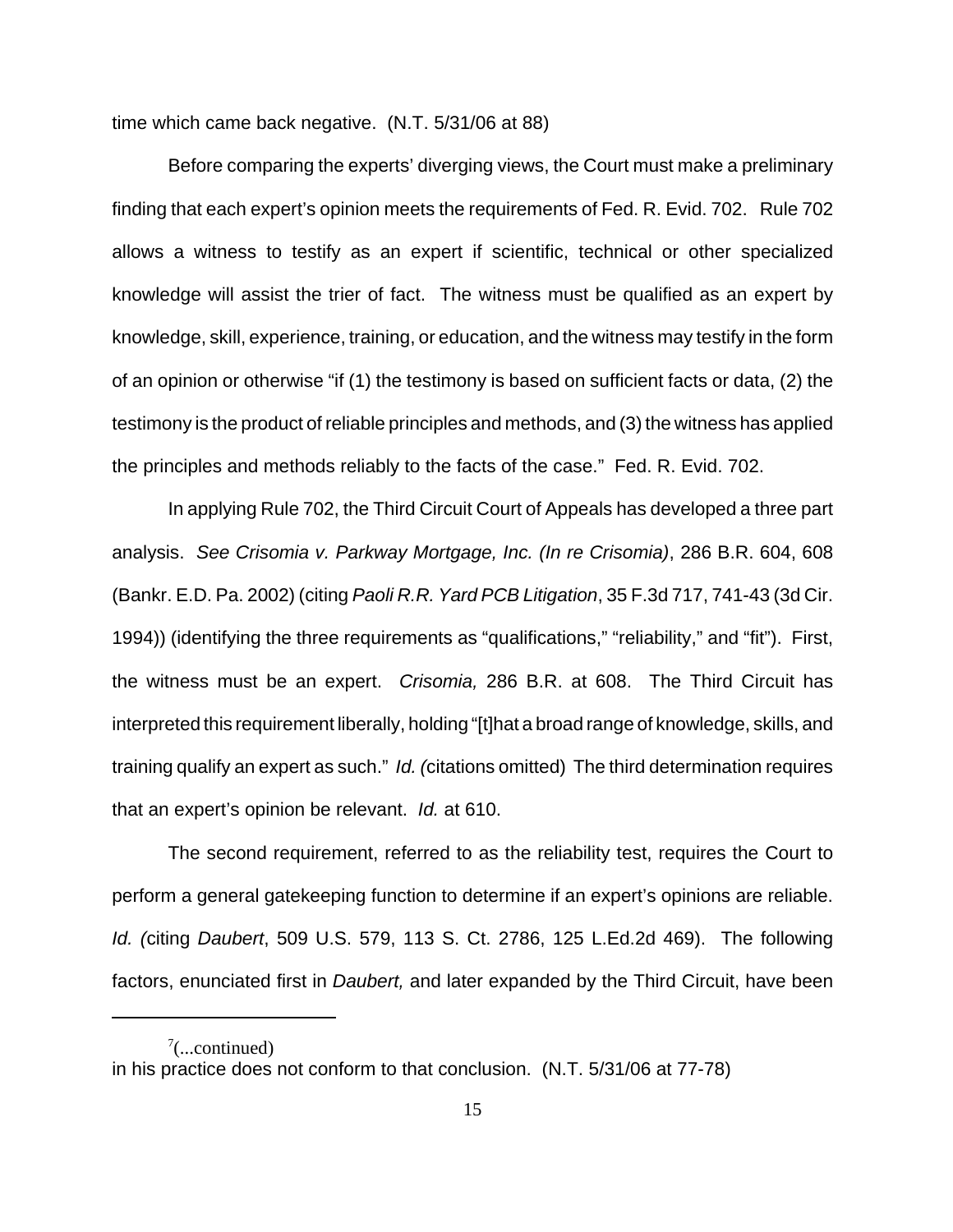time which came back negative. (N.T. 5/31/06 at 88)

Before comparing the experts' diverging views, the Court must make a preliminary finding that each expert's opinion meets the requirements of Fed. R. Evid. 702. Rule 702 allows a witness to testify as an expert if scientific, technical or other specialized knowledge will assist the trier of fact. The witness must be qualified as an expert by knowledge, skill, experience, training, or education, and the witness may testify in the form of an opinion or otherwise "if (1) the testimony is based on sufficient facts or data, (2) the testimony is the product of reliable principles and methods, and (3) the witness has applied the principles and methods reliably to the facts of the case." Fed. R. Evid. 702.

In applying Rule 702, the Third Circuit Court of Appeals has developed a three part analysis. *See Crisomia v. Parkway Mortgage, Inc. (In re Crisomia)*, 286 B.R. 604, 608 (Bankr. E.D. Pa. 2002) (citing *Paoli R.R. Yard PCB Litigation*, 35 F.3d 717, 741-43 (3d Cir. 1994)) (identifying the three requirements as "qualifications," "reliability," and "fit"). First, the witness must be an expert. *Crisomia,* 286 B.R. at 608. The Third Circuit has interpreted this requirement liberally, holding "[t]hat a broad range of knowledge, skills, and training qualify an expert as such." *Id. (*citations omitted) The third determination requires that an expert's opinion be relevant. *Id.* at 610.

The second requirement, referred to as the reliability test, requires the Court to perform a general gatekeeping function to determine if an expert's opinions are reliable. *Id. (*citing *Daubert*, 509 U.S. 579, 113 S. Ct. 2786, 125 L.Ed.2d 469). The following factors, enunciated first in *Daubert,* and later expanded by the Third Circuit, have been

---

[7](...continued)
in his practice does not conform to that conclusion. (N.T. 5/31/06 at 77-78)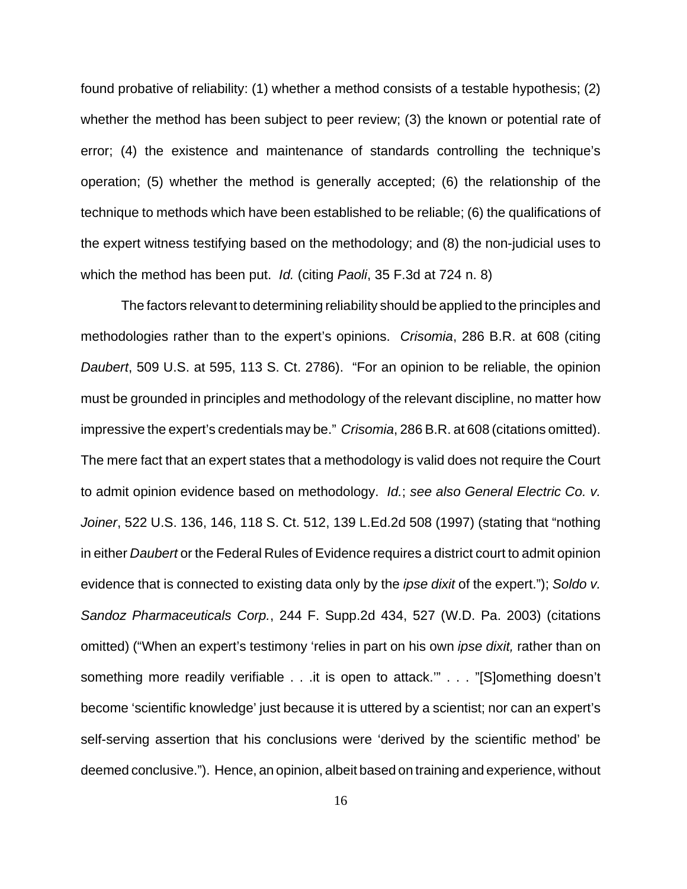found probative of reliability: (1) whether a method consists of a testable hypothesis; (2) whether the method has been subject to peer review; (3) the known or potential rate of error; (4) the existence and maintenance of standards controlling the technique's operation; (5) whether the method is generally accepted; (6) the relationship of the technique to methods which have been established to be reliable; (6) the qualifications of the expert witness testifying based on the methodology; and (8) the non-judicial uses to which the method has been put. *Id.* (citing *Paoli*, 35 F.3d at 724 n. 8)

The factors relevant to determining reliability should be applied to the principles and methodologies rather than to the expert's opinions. *Crisomia*, 286 B.R. at 608 (citing *Daubert*, 509 U.S. at 595, 113 S. Ct. 2786). "For an opinion to be reliable, the opinion must be grounded in principles and methodology of the relevant discipline, no matter how impressive the expert's credentials may be." *Crisomia*, 286 B.R. at 608 (citations omitted). The mere fact that an expert states that a methodology is valid does not require the Court to admit opinion evidence based on methodology. *Id.*; *see also General Electric Co. v. Joiner*, 522 U.S. 136, 146, 118 S. Ct. 512, 139 L.Ed.2d 508 (1997) (stating that "nothing in either *Daubert* or the Federal Rules of Evidence requires a district court to admit opinion evidence that is connected to existing data only by the *ipse dixit* of the expert."); *Soldo v. Sandoz Pharmaceuticals Corp.*, 244 F. Supp.2d 434, 527 (W.D. Pa. 2003) (citations omitted) ("When an expert's testimony 'relies in part on his own *ipse dixit,* rather than on something more readily verifiable . . .it is open to attack.'" . . . "[S]omething doesn't become 'scientific knowledge' just because it is uttered by a scientist; nor can an expert's self-serving assertion that his conclusions were 'derived by the scientific method' be deemed conclusive."). Hence, an opinion, albeit based on training and experience, without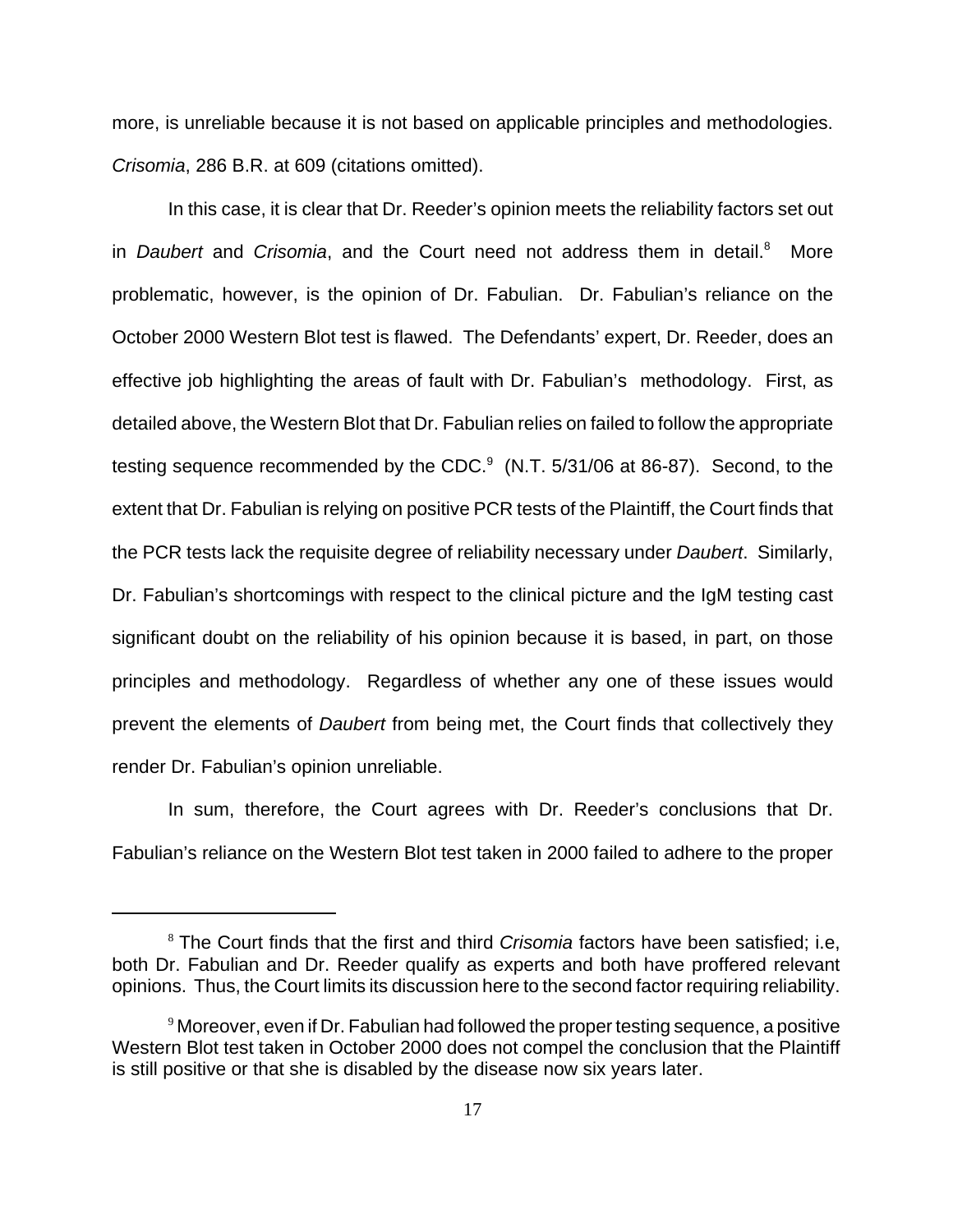more, is unreliable because it is not based on applicable principles and methodologies. *Crisomia*, 286 B.R. at 609 (citations omitted).

In this case, it is clear that Dr. Reeder's opinion meets the reliability factors set out in *Daubert* and *Crisomia*, and the Court need not address them in detail.[8] More problematic, however, is the opinion of Dr. Fabulian. Dr. Fabulian's reliance on the October 2000 Western Blot test is flawed. The Defendants' expert, Dr. Reeder, does an effective job highlighting the areas of fault with Dr. Fabulian's methodology. First, as detailed above, the Western Blot that Dr. Fabulian relies on failed to follow the appropriate testing sequence recommended by the CDC.[9] (N.T. 5/31/06 at 86-87). Second, to the extent that Dr. Fabulian is relying on positive PCR tests of the Plaintiff, the Court finds that the PCR tests lack the requisite degree of reliability necessary under *Daubert*. Similarly, Dr. Fabulian's shortcomings with respect to the clinical picture and the IgM testing cast significant doubt on the reliability of his opinion because it is based, in part, on those principles and methodology. Regardless of whether any one of these issues would prevent the elements of *Daubert* from being met, the Court finds that collectively they render Dr. Fabulian's opinion unreliable.

In sum, therefore, the Court agrees with Dr. Reeder's conclusions that Dr. Fabulian's reliance on the Western Blot test taken in 2000 failed to adhere to the proper

---

[8] The Court finds that the first and third *Crisomia* factors have been satisfied; i.e, both Dr. Fabulian and Dr. Reeder qualify as experts and both have proffered relevant opinions. Thus, the Court limits its discussion here to the second factor requiring reliability.

[9] Moreover, even if Dr. Fabulian had followed the proper testing sequence, a positive Western Blot test taken in October 2000 does not compel the conclusion that the Plaintiff is still positive or that she is disabled by the disease now six years later.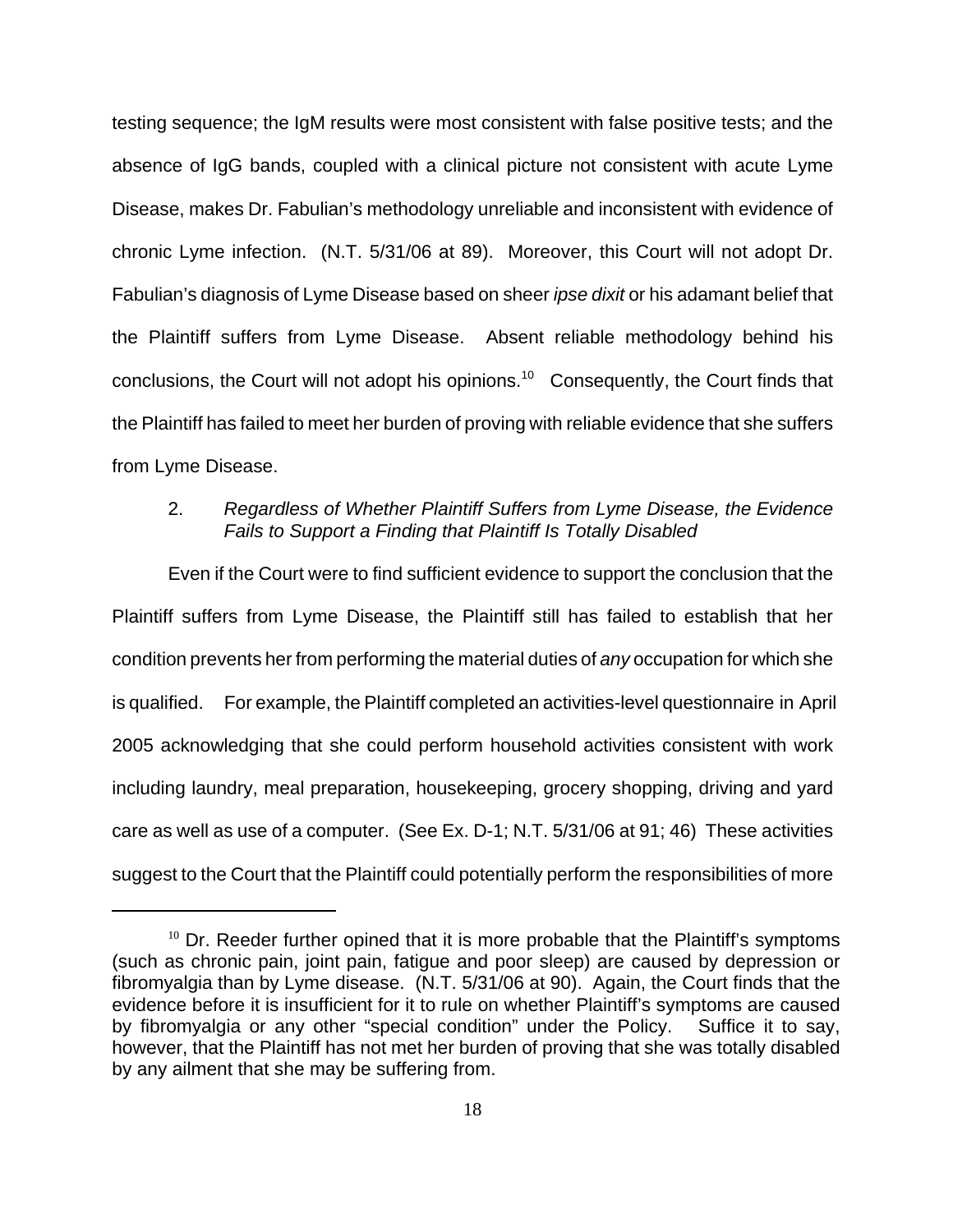testing sequence; the IgM results were most consistent with false positive tests; and the absence of IgG bands, coupled with a clinical picture not consistent with acute Lyme Disease, makes Dr. Fabulian's methodology unreliable and inconsistent with evidence of chronic Lyme infection. (N.T. 5/31/06 at 89). Moreover, this Court will not adopt Dr. Fabulian's diagnosis of Lyme Disease based on sheer *ipse dixit* or his adamant belief that the Plaintiff suffers from Lyme Disease. Absent reliable methodology behind his conclusions, the Court will not adopt his opinions.[10] Consequently, the Court finds that the Plaintiff has failed to meet her burden of proving with reliable evidence that she suffers from Lyme Disease.

2. *Regardless of Whether Plaintiff Suffers from Lyme Disease, the Evidence Fails to Support a Finding that Plaintiff Is Totally Disabled*

Even if the Court were to find sufficient evidence to support the conclusion that the Plaintiff suffers from Lyme Disease, the Plaintiff still has failed to establish that her condition prevents her from performing the material duties of *any* occupation for which she is qualified. For example, the Plaintiff completed an activities-level questionnaire in April 2005 acknowledging that she could perform household activities consistent with work including laundry, meal preparation, housekeeping, grocery shopping, driving and yard care as well as use of a computer. (See Ex. D-1; N.T. 5/31/06 at 91; 46) These activities suggest to the Court that the Plaintiff could potentially perform the responsibilities of more

---

[10] Dr. Reeder further opined that it is more probable that the Plaintiff's symptoms (such as chronic pain, joint pain, fatigue and poor sleep) are caused by depression or fibromyalgia than by Lyme disease. (N.T. 5/31/06 at 90). Again, the Court finds that the evidence before it is insufficient for it to rule on whether Plaintiff's symptoms are caused by fibromyalgia or any other "special condition" under the Policy. Suffice it to say, however, that the Plaintiff has not met her burden of proving that she was totally disabled by any ailment that she may be suffering from.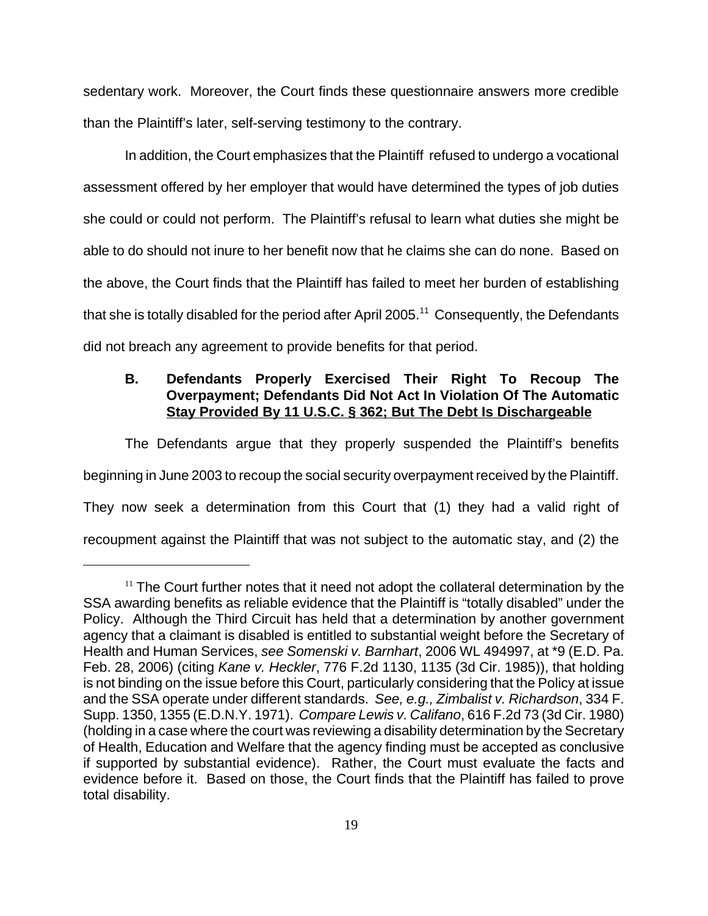sedentary work. Moreover, the Court finds these questionnaire answers more credible than the Plaintiff's later, self-serving testimony to the contrary.

In addition, the Court emphasizes that the Plaintiff refused to undergo a vocational assessment offered by her employer that would have determined the types of job duties she could or could not perform. The Plaintiff's refusal to learn what duties she might be able to do should not inure to her benefit now that he claims she can do none. Based on the above, the Court finds that the Plaintiff has failed to meet her burden of establishing that she is totally disabled for the period after April 2005.[11] Consequently, the Defendants did not breach any agreement to provide benefits for that period.

### B. Defendants Properly Exercised Their Right To Recoup The Overpayment; Defendants Did Not Act In Violation Of The Automatic Stay Provided By 11 U.S.C. § 362; But The Debt Is Dischargeable

The Defendants argue that they properly suspended the Plaintiff's benefits beginning in June 2003 to recoup the social security overpayment received by the Plaintiff. They now seek a determination from this Court that (1) they had a valid right of recoupment against the Plaintiff that was not subject to the automatic stay, and (2) the

[11] The Court further notes that it need not adopt the collateral determination by the SSA awarding benefits as reliable evidence that the Plaintiff is "totally disabled" under the Policy. Although the Third Circuit has held that a determination by another government agency that a claimant is disabled is entitled to substantial weight before the Secretary of Health and Human Services, *see Somenski v. Barnhart*, 2006 WL 494997, at *9 (E.D. Pa. Feb. 28, 2006) (citing *Kane v. Heckler*, 776 F.2d 1130, 1135 (3d Cir. 1985)), that holding is not binding on the issue before this Court, particularly considering that the Policy at issue and the SSA operate under different standards. *See, e.g., Zimbalist v. Richardson*, 334 F. Supp. 1350, 1355 (E.D.N.Y. 1971). *Compare Lewis v. Califano*, 616 F.2d 73 (3d Cir. 1980) (holding in a case where the court was reviewing a disability determination by the Secretary of Health, Education and Welfare that the agency finding must be accepted as conclusive if supported by substantial evidence). Rather, the Court must evaluate the facts and evidence before it. Based on those, the Court finds that the Plaintiff has failed to prove total disability.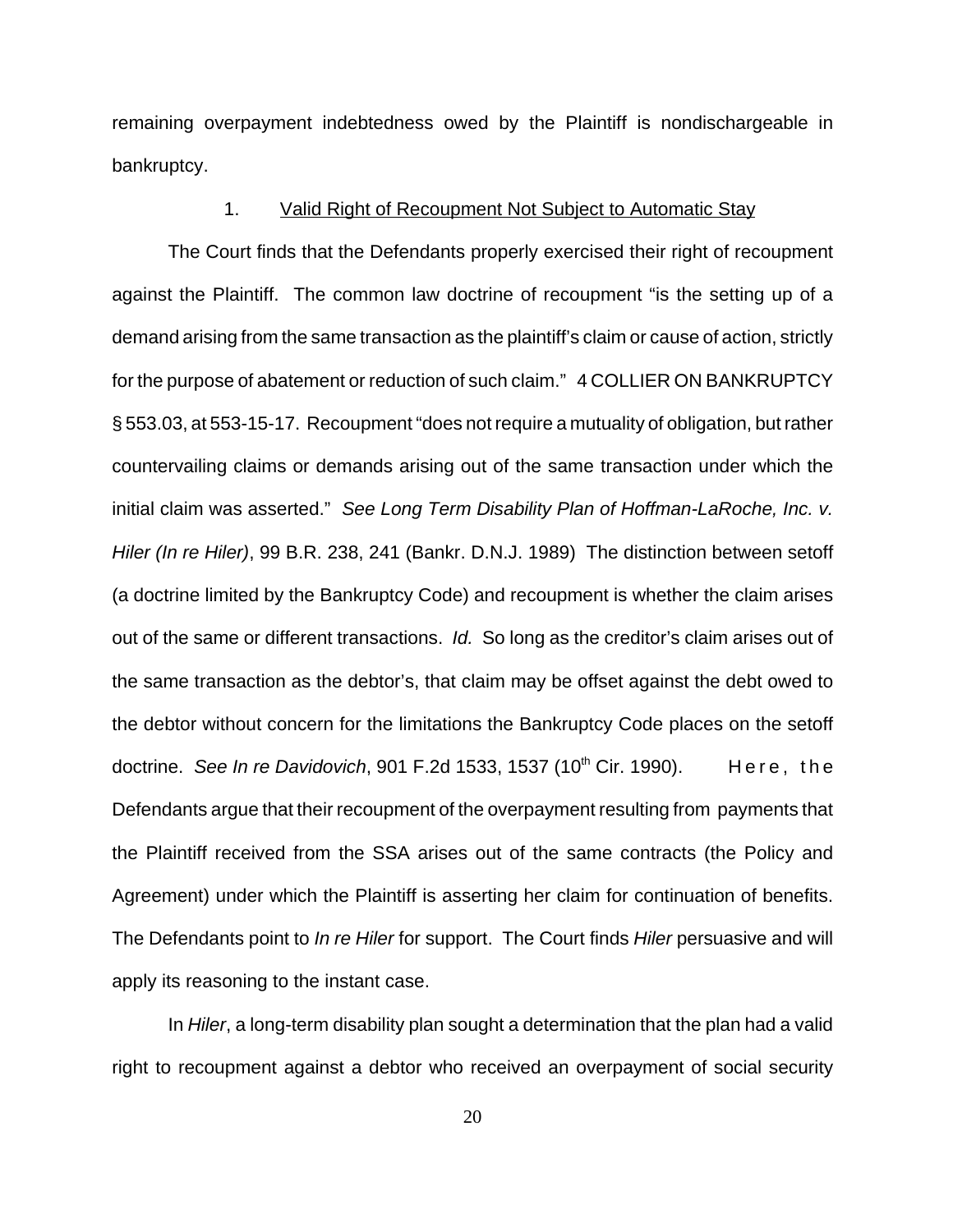remaining overpayment indebtedness owed by the Plaintiff is nondischargeable in bankruptcy.

1. <u>Valid Right of Recoupment Not Subject to Automatic Stay</u>

The Court finds that the Defendants properly exercised their right of recoupment against the Plaintiff. The common law doctrine of recoupment "is the setting up of a demand arising from the same transaction as the plaintiff's claim or cause of action, strictly for the purpose of abatement or reduction of such claim." 4 COLLIER ON BANKRUPTCY § 553.03, at 553-15-17. Recoupment "does not require a mutuality of obligation, but rather countervailing claims or demands arising out of the same transaction under which the initial claim was asserted." *See Long Term Disability Plan of Hoffman-LaRoche, Inc. v. Hiler (In re Hiler)*, 99 B.R. 238, 241 (Bankr. D.N.J. 1989) The distinction between setoff (a doctrine limited by the Bankruptcy Code) and recoupment is whether the claim arises out of the same or different transactions. *Id.* So long as the creditor's claim arises out of the same transaction as the debtor's, that claim may be offset against the debt owed to the debtor without concern for the limitations the Bankruptcy Code places on the setoff doctrine. *See In re Davidovich*, 901 F.2d 1533, 1537 (10th Cir. 1990). Here, the Defendants argue that their recoupment of the overpayment resulting from payments that the Plaintiff received from the SSA arises out of the same contracts (the Policy and Agreement) under which the Plaintiff is asserting her claim for continuation of benefits. The Defendants point to *In re Hiler* for support. The Court finds *Hiler* persuasive and will apply its reasoning to the instant case.

In *Hiler*, a long-term disability plan sought a determination that the plan had a valid right to recoupment against a debtor who received an overpayment of social security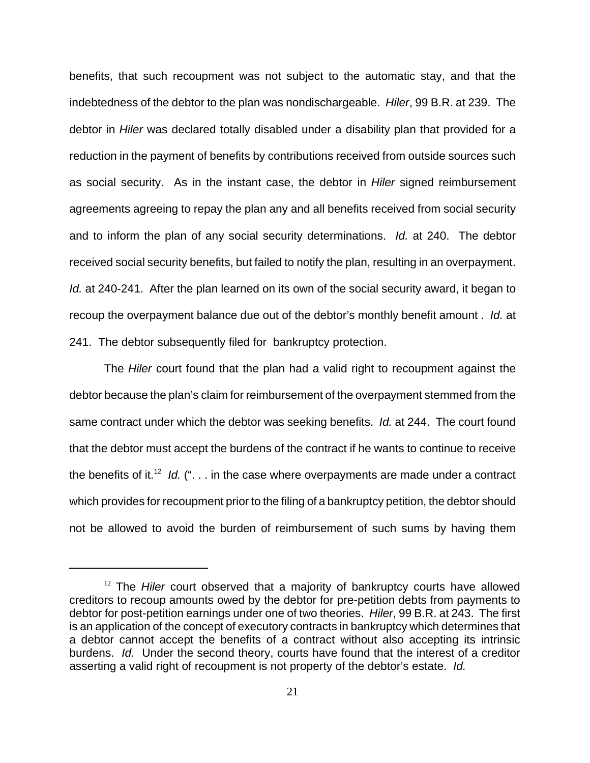benefits, that such recoupment was not subject to the automatic stay, and that the indebtedness of the debtor to the plan was nondischargeable. *Hiler*, 99 B.R. at 239. The debtor in *Hiler* was declared totally disabled under a disability plan that provided for a reduction in the payment of benefits by contributions received from outside sources such as social security. As in the instant case, the debtor in *Hiler* signed reimbursement agreements agreeing to repay the plan any and all benefits received from social security and to inform the plan of any social security determinations. *Id.* at 240. The debtor received social security benefits, but failed to notify the plan, resulting in an overpayment. *Id.* at 240-241. After the plan learned on its own of the social security award, it began to recoup the overpayment balance due out of the debtor's monthly benefit amount . *Id.* at 241. The debtor subsequently filed for bankruptcy protection.

The *Hiler* court found that the plan had a valid right to recoupment against the debtor because the plan's claim for reimbursement of the overpayment stemmed from the same contract under which the debtor was seeking benefits. *Id.* at 244. The court found that the debtor must accept the burdens of the contract if he wants to continue to receive the benefits of it.[12] *Id.* (". . . in the case where overpayments are made under a contract which provides for recoupment prior to the filing of a bankruptcy petition, the debtor should not be allowed to avoid the burden of reimbursement of such sums by having them

---

[12] The *Hiler* court observed that a majority of bankruptcy courts have allowed creditors to recoup amounts owed by the debtor for pre-petition debts from payments to debtor for post-petition earnings under one of two theories. *Hiler*, 99 B.R. at 243. The first is an application of the concept of executory contracts in bankruptcy which determines that a debtor cannot accept the benefits of a contract without also accepting its intrinsic burdens. *Id.* Under the second theory, courts have found that the interest of a creditor asserting a valid right of recoupment is not property of the debtor's estate. *Id.*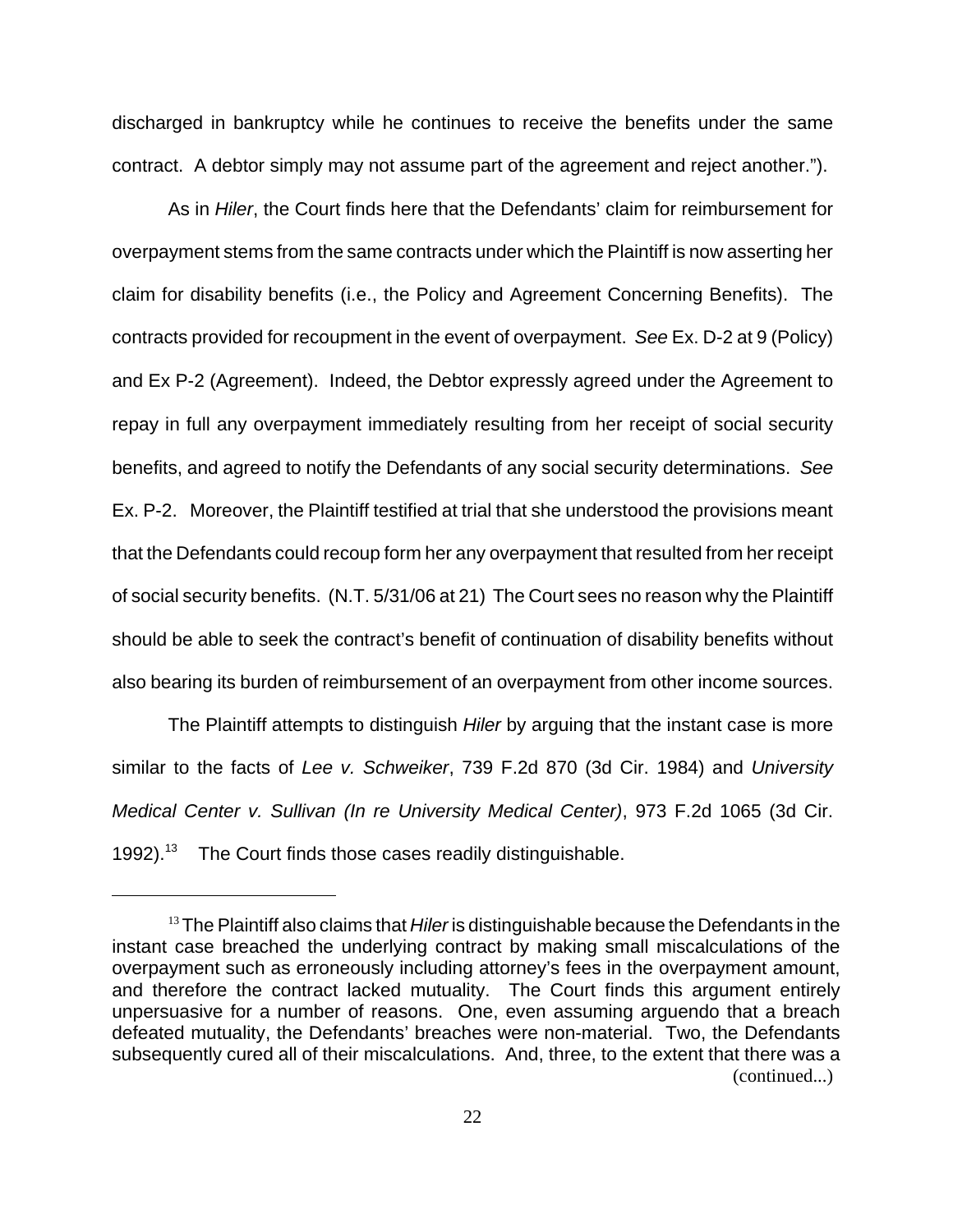discharged in bankruptcy while he continues to receive the benefits under the same contract. A debtor simply may not assume part of the agreement and reject another.").

As in *Hiler*, the Court finds here that the Defendants' claim for reimbursement for overpayment stems from the same contracts under which the Plaintiff is now asserting her claim for disability benefits (i.e., the Policy and Agreement Concerning Benefits). The contracts provided for recoupment in the event of overpayment. *See* Ex. D-2 at 9 (Policy) and Ex P-2 (Agreement). Indeed, the Debtor expressly agreed under the Agreement to repay in full any overpayment immediately resulting from her receipt of social security benefits, and agreed to notify the Defendants of any social security determinations. *See* Ex. P-2. Moreover, the Plaintiff testified at trial that she understood the provisions meant that the Defendants could recoup form her any overpayment that resulted from her receipt of social security benefits. (N.T. 5/31/06 at 21) The Court sees no reason why the Plaintiff should be able to seek the contract's benefit of continuation of disability benefits without also bearing its burden of reimbursement of an overpayment from other income sources.

The Plaintiff attempts to distinguish *Hiler* by arguing that the instant case is more similar to the facts of *Lee v. Schweiker*, 739 F.2d 870 (3d Cir. 1984) and *University Medical Center v. Sullivan (In re University Medical Center)*, 973 F.2d 1065 (3d Cir. 1992).[13] The Court finds those cases readily distinguishable.

---

[13] The Plaintiff also claims that *Hiler* is distinguishable because the Defendants in the instant case breached the underlying contract by making small miscalculations of the overpayment such as erroneously including attorney's fees in the overpayment amount, and therefore the contract lacked mutuality. The Court finds this argument entirely unpersuasive for a number of reasons. One, even assuming arguendo that a breach defeated mutuality, the Defendants' breaches were non-material. Two, the Defendants subsequently cured all of their miscalculations. And, three, to the extent that there was a (continued...)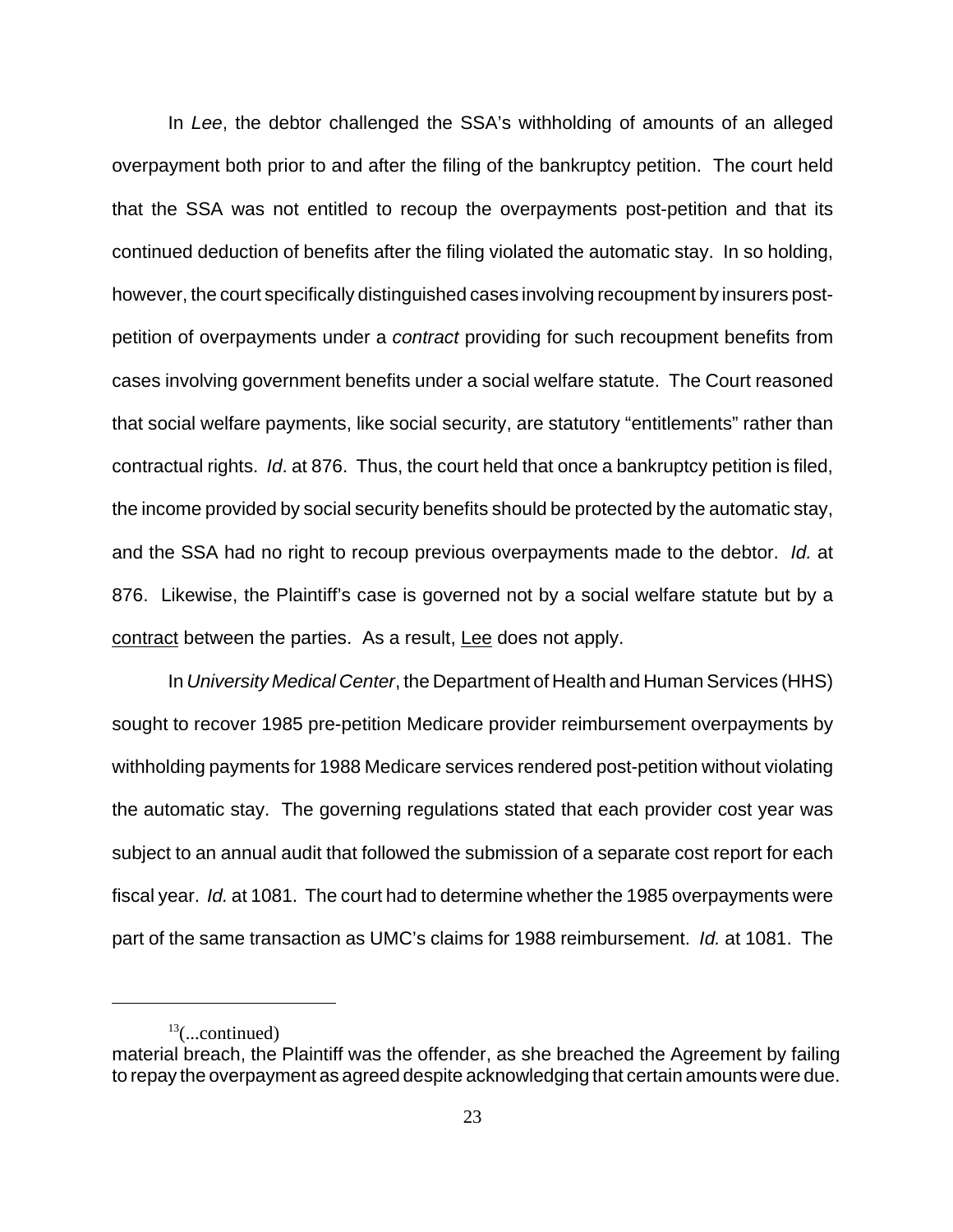In *Lee*, the debtor challenged the SSA's withholding of amounts of an alleged overpayment both prior to and after the filing of the bankruptcy petition. The court held that the SSA was not entitled to recoup the overpayments post-petition and that its continued deduction of benefits after the filing violated the automatic stay. In so holding, however, the court specifically distinguished cases involving recoupment by insurers post-petition of overpayments under a *contract* providing for such recoupment benefits from cases involving government benefits under a social welfare statute. The Court reasoned that social welfare payments, like social security, are statutory "entitlements" rather than contractual rights. *Id*. at 876. Thus, the court held that once a bankruptcy petition is filed, the income provided by social security benefits should be protected by the automatic stay, and the SSA had no right to recoup previous overpayments made to the debtor. *Id.* at 876. Likewise, the Plaintiff's case is governed not by a social welfare statute but by a <u>contract</u> between the parties. As a result, <u>Lee</u> does not apply.

In *University Medical Center*, the Department of Health and Human Services (HHS) sought to recover 1985 pre-petition Medicare provider reimbursement overpayments by withholding payments for 1988 Medicare services rendered post-petition without violating the automatic stay. The governing regulations stated that each provider cost year was subject to an annual audit that followed the submission of a separate cost report for each fiscal year. *Id.* at 1081. The court had to determine whether the 1985 overpayments were part of the same transaction as UMC's claims for 1988 reimbursement. *Id.* at 1081. The

---

[13](...continued)
material breach, the Plaintiff was the offender, as she breached the Agreement by failing to repay the overpayment as agreed despite acknowledging that certain amounts were due.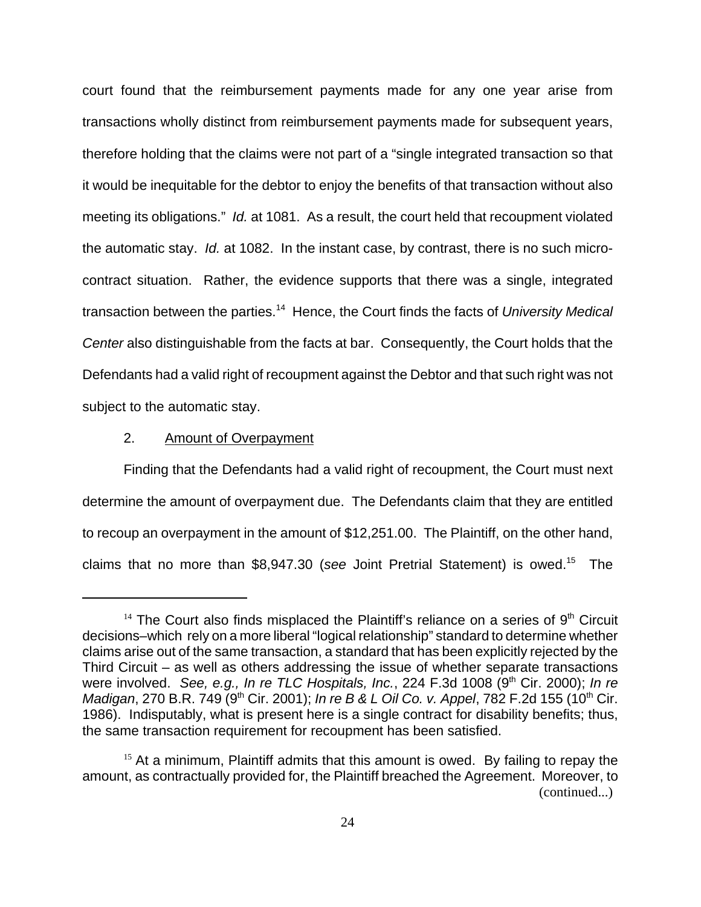court found that the reimbursement payments made for any one year arise from transactions wholly distinct from reimbursement payments made for subsequent years, therefore holding that the claims were not part of a "single integrated transaction so that it would be inequitable for the debtor to enjoy the benefits of that transaction without also meeting its obligations." *Id.* at 1081. As a result, the court held that recoupment violated the automatic stay. *Id.* at 1082. In the instant case, by contrast, there is no such micro-contract situation. Rather, the evidence supports that there was a single, integrated transaction between the parties.[14] Hence, the Court finds the facts of *University Medical Center* also distinguishable from the facts at bar. Consequently, the Court holds that the Defendants had a valid right of recoupment against the Debtor and that such right was not subject to the automatic stay.

2. <u>Amount of Overpayment</u>

Finding that the Defendants had a valid right of recoupment, the Court must next determine the amount of overpayment due. The Defendants claim that they are entitled to recoup an overpayment in the amount of $12,251.00. The Plaintiff, on the other hand, claims that no more than $8,947.30 (*see* Joint Pretrial Statement) is owed.[15] The

---

[14] The Court also finds misplaced the Plaintiff's reliance on a series of 9th Circuit decisions–which rely on a more liberal "logical relationship" standard to determine whether claims arise out of the same transaction, a standard that has been explicitly rejected by the Third Circuit – as well as others addressing the issue of whether separate transactions were involved. *See, e.g., In re TLC Hospitals, Inc.*, 224 F.3d 1008 (9th Cir. 2000); *In re Madigan*, 270 B.R. 749 (9th Cir. 2001); *In re B & L Oil Co. v. Appel*, 782 F.2d 155 (10th Cir. 1986). Indisputably, what is present here is a single contract for disability benefits; thus, the same transaction requirement for recoupment has been satisfied.

[15] At a minimum, Plaintiff admits that this amount is owed. By failing to repay the amount, as contractually provided for, the Plaintiff breached the Agreement. Moreover, to (continued...)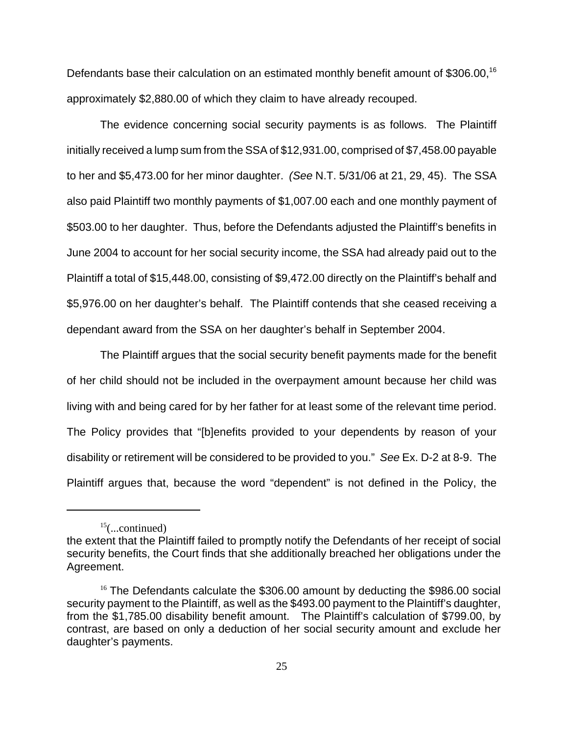Defendants base their calculation on an estimated monthly benefit amount of $306.00,[16] approximately $2,880.00 of which they claim to have already recouped.

The evidence concerning social security payments is as follows. The Plaintiff initially received a lump sum from the SSA of $12,931.00, comprised of $7,458.00 payable to her and $5,473.00 for her minor daughter. *(See* N.T. 5/31/06 at 21, 29, 45). The SSA also paid Plaintiff two monthly payments of $1,007.00 each and one monthly payment of $503.00 to her daughter. Thus, before the Defendants adjusted the Plaintiff's benefits in June 2004 to account for her social security income, the SSA had already paid out to the Plaintiff a total of $15,448.00, consisting of $9,472.00 directly on the Plaintiff's behalf and $5,976.00 on her daughter's behalf. The Plaintiff contends that she ceased receiving a dependant award from the SSA on her daughter's behalf in September 2004.

The Plaintiff argues that the social security benefit payments made for the benefit of her child should not be included in the overpayment amount because her child was living with and being cared for by her father for at least some of the relevant time period. The Policy provides that "[b]enefits provided to your dependents by reason of your disability or retirement will be considered to be provided to you." *See* Ex. D-2 at 8-9. The Plaintiff argues that, because the word "dependent" is not defined in the Policy, the

---

[15](...continued)
the extent that the Plaintiff failed to promptly notify the Defendants of her receipt of social security benefits, the Court finds that she additionally breached her obligations under the Agreement.

[16] The Defendants calculate the $306.00 amount by deducting the $986.00 social security payment to the Plaintiff, as well as the $493.00 payment to the Plaintiff's daughter, from the $1,785.00 disability benefit amount. The Plaintiff's calculation of $799.00, by contrast, are based on only a deduction of her social security amount and exclude her daughter's payments.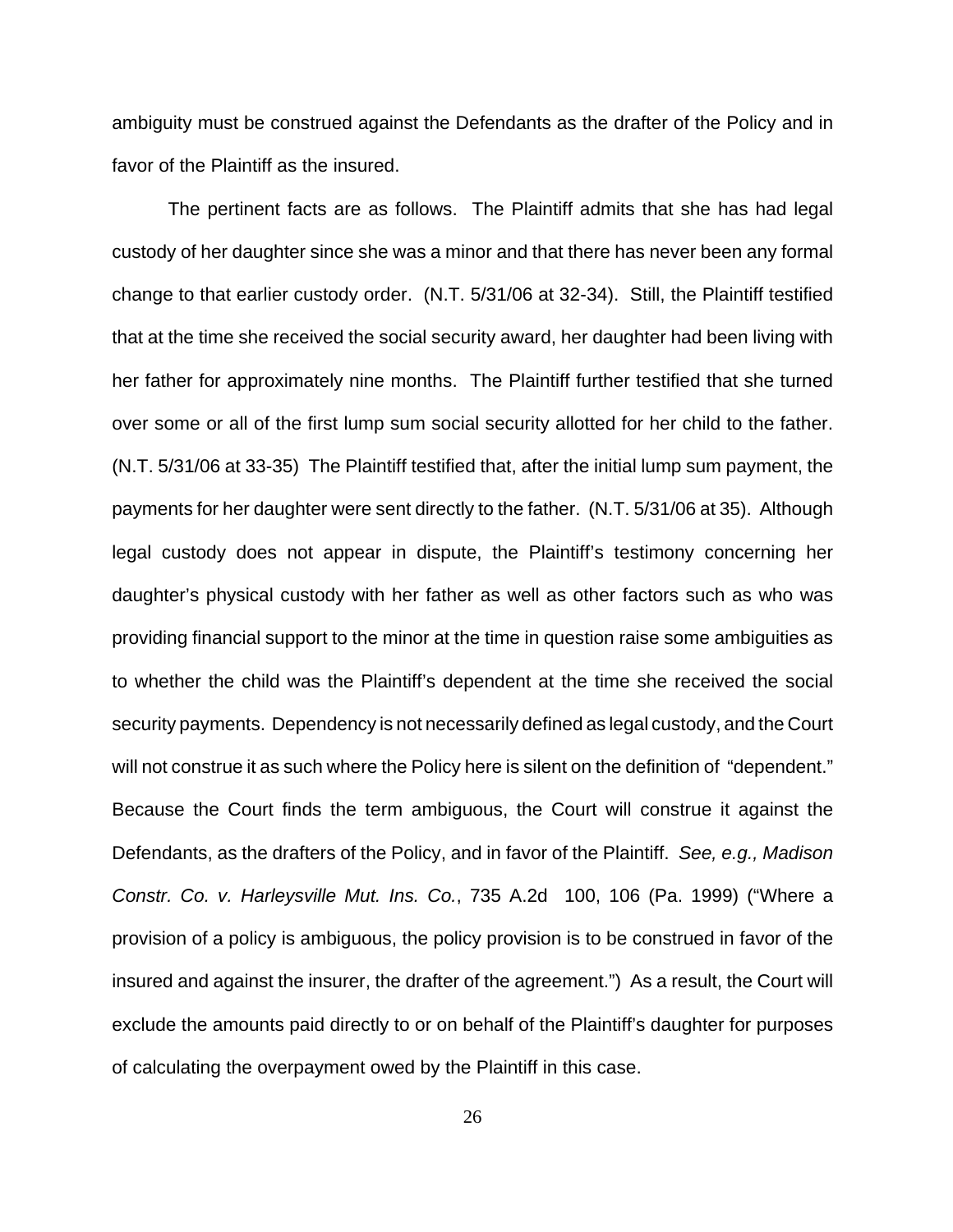ambiguity must be construed against the Defendants as the drafter of the Policy and in favor of the Plaintiff as the insured.

The pertinent facts are as follows. The Plaintiff admits that she has had legal custody of her daughter since she was a minor and that there has never been any formal change to that earlier custody order. (N.T. 5/31/06 at 32-34). Still, the Plaintiff testified that at the time she received the social security award, her daughter had been living with her father for approximately nine months. The Plaintiff further testified that she turned over some or all of the first lump sum social security allotted for her child to the father. (N.T. 5/31/06 at 33-35) The Plaintiff testified that, after the initial lump sum payment, the payments for her daughter were sent directly to the father. (N.T. 5/31/06 at 35). Although legal custody does not appear in dispute, the Plaintiff's testimony concerning her daughter's physical custody with her father as well as other factors such as who was providing financial support to the minor at the time in question raise some ambiguities as to whether the child was the Plaintiff's dependent at the time she received the social security payments. Dependency is not necessarily defined as legal custody, and the Court will not construe it as such where the Policy here is silent on the definition of "dependent." Because the Court finds the term ambiguous, the Court will construe it against the Defendants, as the drafters of the Policy, and in favor of the Plaintiff. *See, e.g., Madison Constr. Co. v. Harleysville Mut. Ins. Co.*, 735 A.2d 100, 106 (Pa. 1999) ("Where a provision of a policy is ambiguous, the policy provision is to be construed in favor of the insured and against the insurer, the drafter of the agreement.") As a result, the Court will exclude the amounts paid directly to or on behalf of the Plaintiff's daughter for purposes of calculating the overpayment owed by the Plaintiff in this case.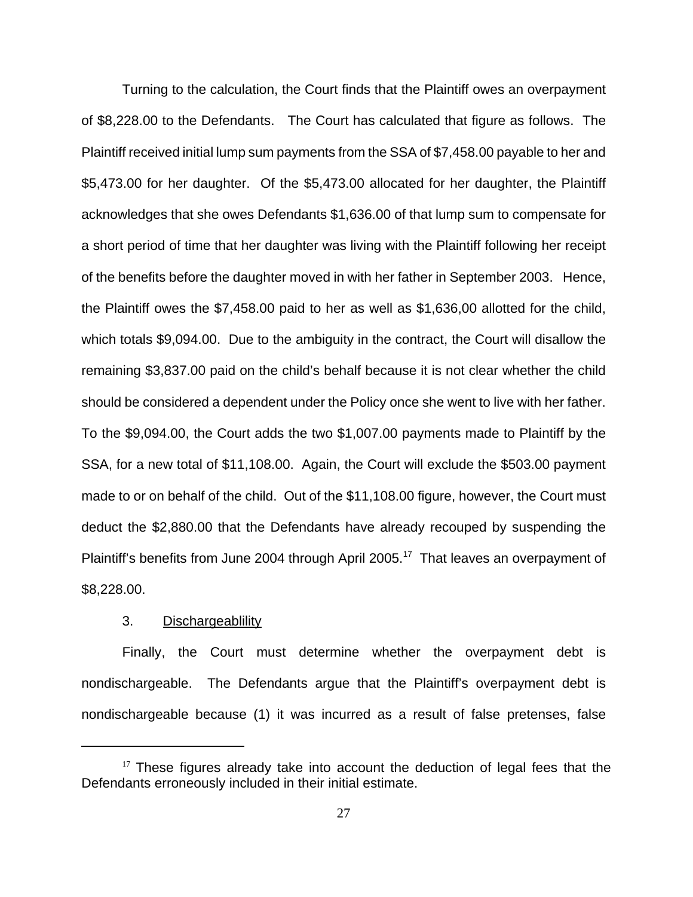Turning to the calculation, the Court finds that the Plaintiff owes an overpayment of $8,228.00 to the Defendants. The Court has calculated that figure as follows. The Plaintiff received initial lump sum payments from the SSA of $7,458.00 payable to her and $5,473.00 for her daughter. Of the $5,473.00 allocated for her daughter, the Plaintiff acknowledges that she owes Defendants $1,636.00 of that lump sum to compensate for a short period of time that her daughter was living with the Plaintiff following her receipt of the benefits before the daughter moved in with her father in September 2003. Hence, the Plaintiff owes the $7,458.00 paid to her as well as $1,636,00 allotted for the child, which totals $9,094.00. Due to the ambiguity in the contract, the Court will disallow the remaining $3,837.00 paid on the child's behalf because it is not clear whether the child should be considered a dependent under the Policy once she went to live with her father. To the $9,094.00, the Court adds the two $1,007.00 payments made to Plaintiff by the SSA, for a new total of $11,108.00. Again, the Court will exclude the $503.00 payment made to or on behalf of the child. Out of the $11,108.00 figure, however, the Court must deduct the $2,880.00 that the Defendants have already recouped by suspending the Plaintiff's benefits from June 2004 through April 2005.[17] That leaves an overpayment of $8,228.00.

3. Dischargeablility

Finally, the Court must determine whether the overpayment debt is nondischargeable. The Defendants argue that the Plaintiff's overpayment debt is nondischargeable because (1) it was incurred as a result of false pretenses, false

[17] These figures already take into account the deduction of legal fees that the Defendants erroneously included in their initial estimate.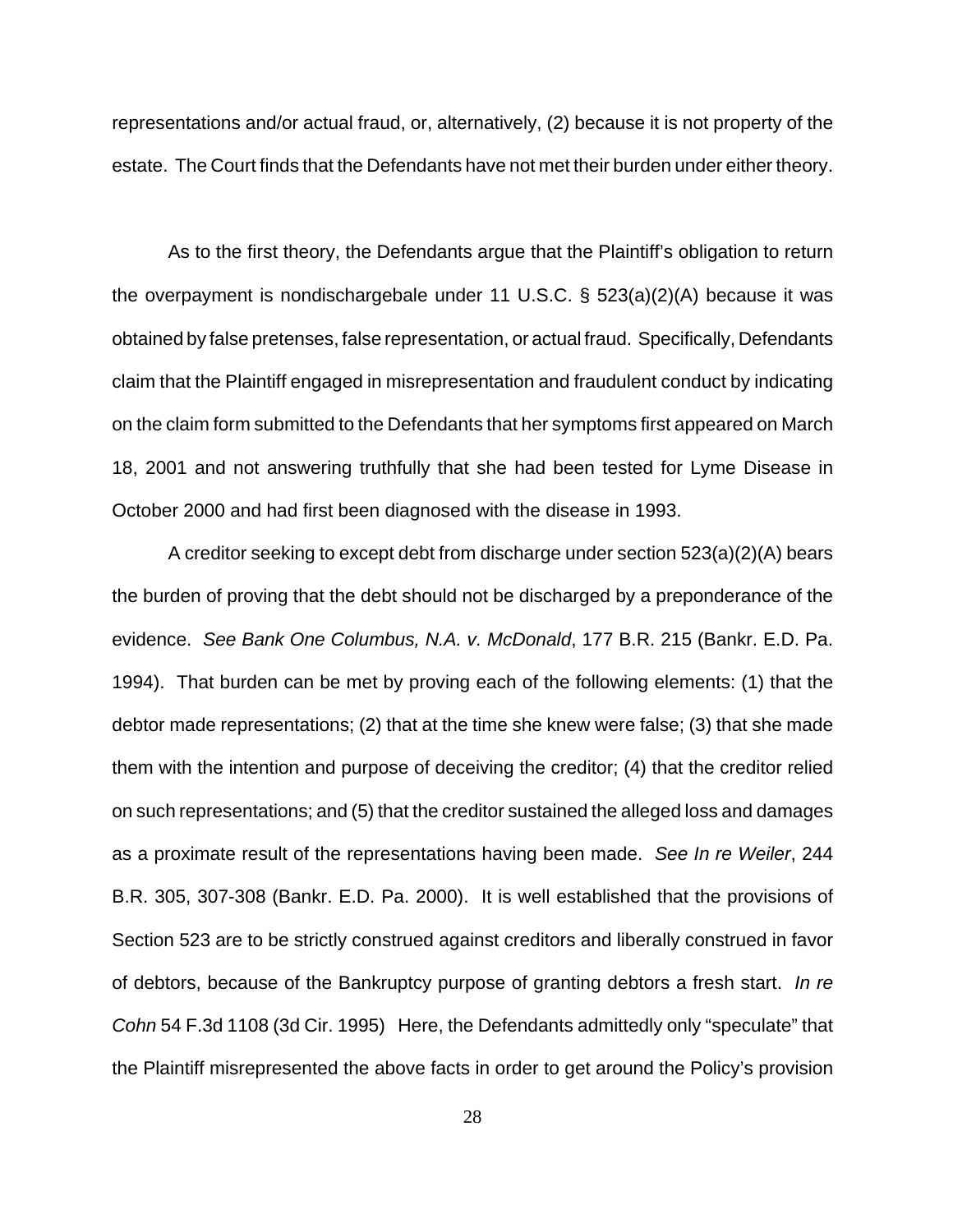representations and/or actual fraud, or, alternatively, (2) because it is not property of the estate. The Court finds that the Defendants have not met their burden under either theory.

As to the first theory, the Defendants argue that the Plaintiff's obligation to return the overpayment is nondischargebale under 11 U.S.C. § 523(a)(2)(A) because it was obtained by false pretenses, false representation, or actual fraud. Specifically, Defendants claim that the Plaintiff engaged in misrepresentation and fraudulent conduct by indicating on the claim form submitted to the Defendants that her symptoms first appeared on March 18, 2001 and not answering truthfully that she had been tested for Lyme Disease in October 2000 and had first been diagnosed with the disease in 1993.

A creditor seeking to except debt from discharge under section 523(a)(2)(A) bears the burden of proving that the debt should not be discharged by a preponderance of the evidence. *See Bank One Columbus, N.A. v. McDonald*, 177 B.R. 215 (Bankr. E.D. Pa. 1994). That burden can be met by proving each of the following elements: (1) that the debtor made representations; (2) that at the time she knew were false; (3) that she made them with the intention and purpose of deceiving the creditor; (4) that the creditor relied on such representations; and (5) that the creditor sustained the alleged loss and damages as a proximate result of the representations having been made. *See In re Weiler*, 244 B.R. 305, 307-308 (Bankr. E.D. Pa. 2000). It is well established that the provisions of Section 523 are to be strictly construed against creditors and liberally construed in favor of debtors, because of the Bankruptcy purpose of granting debtors a fresh start. *In re Cohn* 54 F.3d 1108 (3d Cir. 1995) Here, the Defendants admittedly only "speculate" that the Plaintiff misrepresented the above facts in order to get around the Policy's provision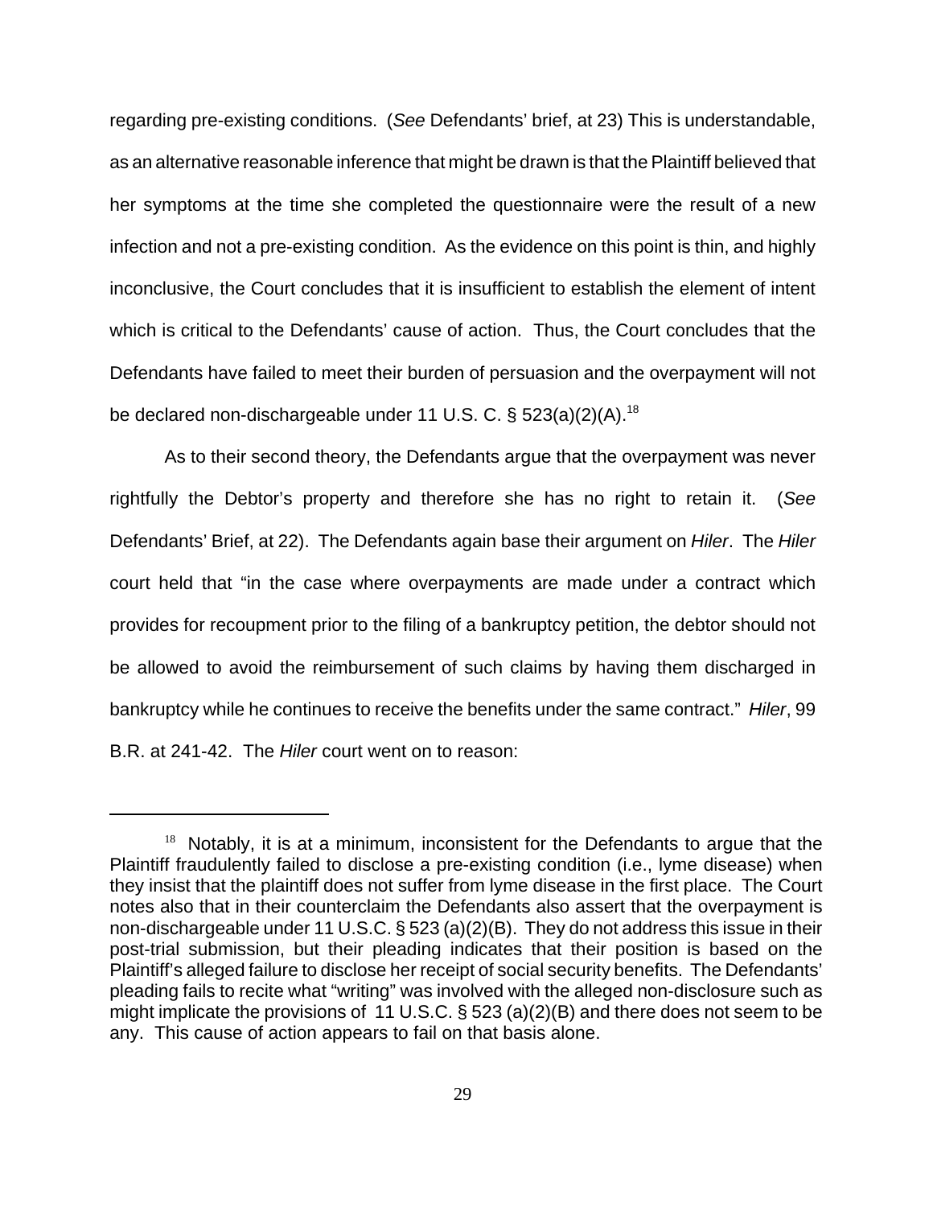regarding pre-existing conditions. (*See* Defendants' brief, at 23) This is understandable, as an alternative reasonable inference that might be drawn is that the Plaintiff believed that her symptoms at the time she completed the questionnaire were the result of a new infection and not a pre-existing condition. As the evidence on this point is thin, and highly inconclusive, the Court concludes that it is insufficient to establish the element of intent which is critical to the Defendants' cause of action. Thus, the Court concludes that the Defendants have failed to meet their burden of persuasion and the overpayment will not be declared non-dischargeable under 11 U.S. C. § 523(a)(2)(A).[18]

As to their second theory, the Defendants argue that the overpayment was never rightfully the Debtor's property and therefore she has no right to retain it. (*See* Defendants' Brief, at 22). The Defendants again base their argument on *Hiler*. The *Hiler* court held that "in the case where overpayments are made under a contract which provides for recoupment prior to the filing of a bankruptcy petition, the debtor should not be allowed to avoid the reimbursement of such claims by having them discharged in bankruptcy while he continues to receive the benefits under the same contract." *Hiler*, 99 B.R. at 241-42. The *Hiler* court went on to reason:

---

[18] Notably, it is at a minimum, inconsistent for the Defendants to argue that the Plaintiff fraudulently failed to disclose a pre-existing condition (i.e., lyme disease) when they insist that the plaintiff does not suffer from lyme disease in the first place. The Court notes also that in their counterclaim the Defendants also assert that the overpayment is non-dischargeable under 11 U.S.C. § 523 (a)(2)(B). They do not address this issue in their post-trial submission, but their pleading indicates that their position is based on the Plaintiff's alleged failure to disclose her receipt of social security benefits. The Defendants' pleading fails to recite what "writing" was involved with the alleged non-disclosure such as might implicate the provisions of 11 U.S.C. § 523 (a)(2)(B) and there does not seem to be any. This cause of action appears to fail on that basis alone.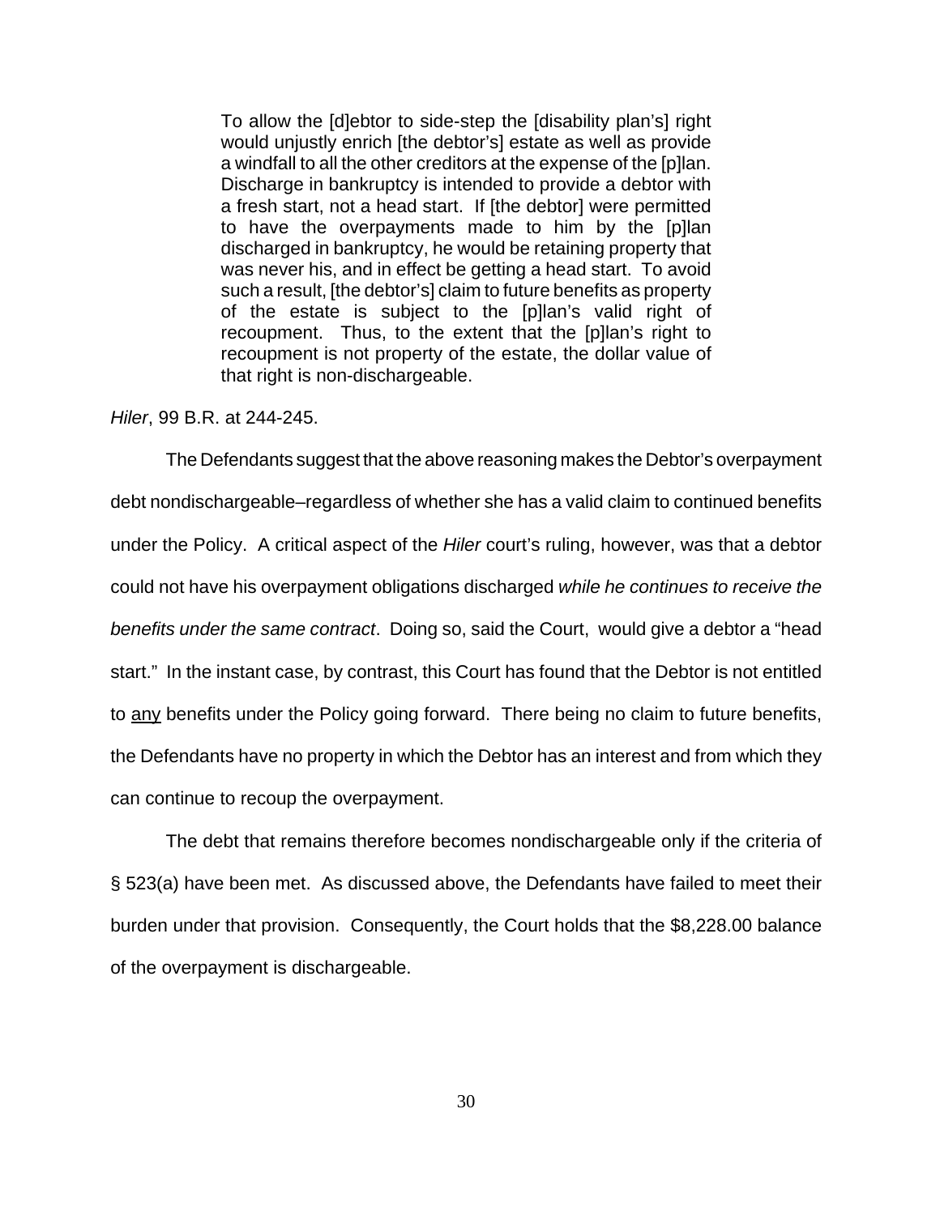> To allow the [d]ebtor to side-step the [disability plan's] right would unjustly enrich [the debtor's] estate as well as provide a windfall to all the other creditors at the expense of the [p]lan. Discharge in bankruptcy is intended to provide a debtor with a fresh start, not a head start. If [the debtor] were permitted to have the overpayments made to him by the [p]lan discharged in bankruptcy, he would be retaining property that was never his, and in effect be getting a head start. To avoid such a result, [the debtor's] claim to future benefits as property of the estate is subject to the [p]lan's valid right of recoupment. Thus, to the extent that the [p]lan's right to recoupment is not property of the estate, the dollar value of that right is non-dischargeable.

*Hiler*, 99 B.R. at 244-245.

The Defendants suggest that the above reasoning makes the Debtor's overpayment debt nondischargeable–regardless of whether she has a valid claim to continued benefits under the Policy. A critical aspect of the *Hiler* court's ruling, however, was that a debtor could not have his overpayment obligations discharged *while he continues to receive the benefits under the same contract*. Doing so, said the Court, would give a debtor a "head start." In the instant case, by contrast, this Court has found that the Debtor is not entitled to <u>any</u> benefits under the Policy going forward. There being no claim to future benefits, the Defendants have no property in which the Debtor has an interest and from which they can continue to recoup the overpayment.

The debt that remains therefore becomes nondischargeable only if the criteria of § 523(a) have been met. As discussed above, the Defendants have failed to meet their burden under that provision. Consequently, the Court holds that the $8,228.00 balance of the overpayment is dischargeable.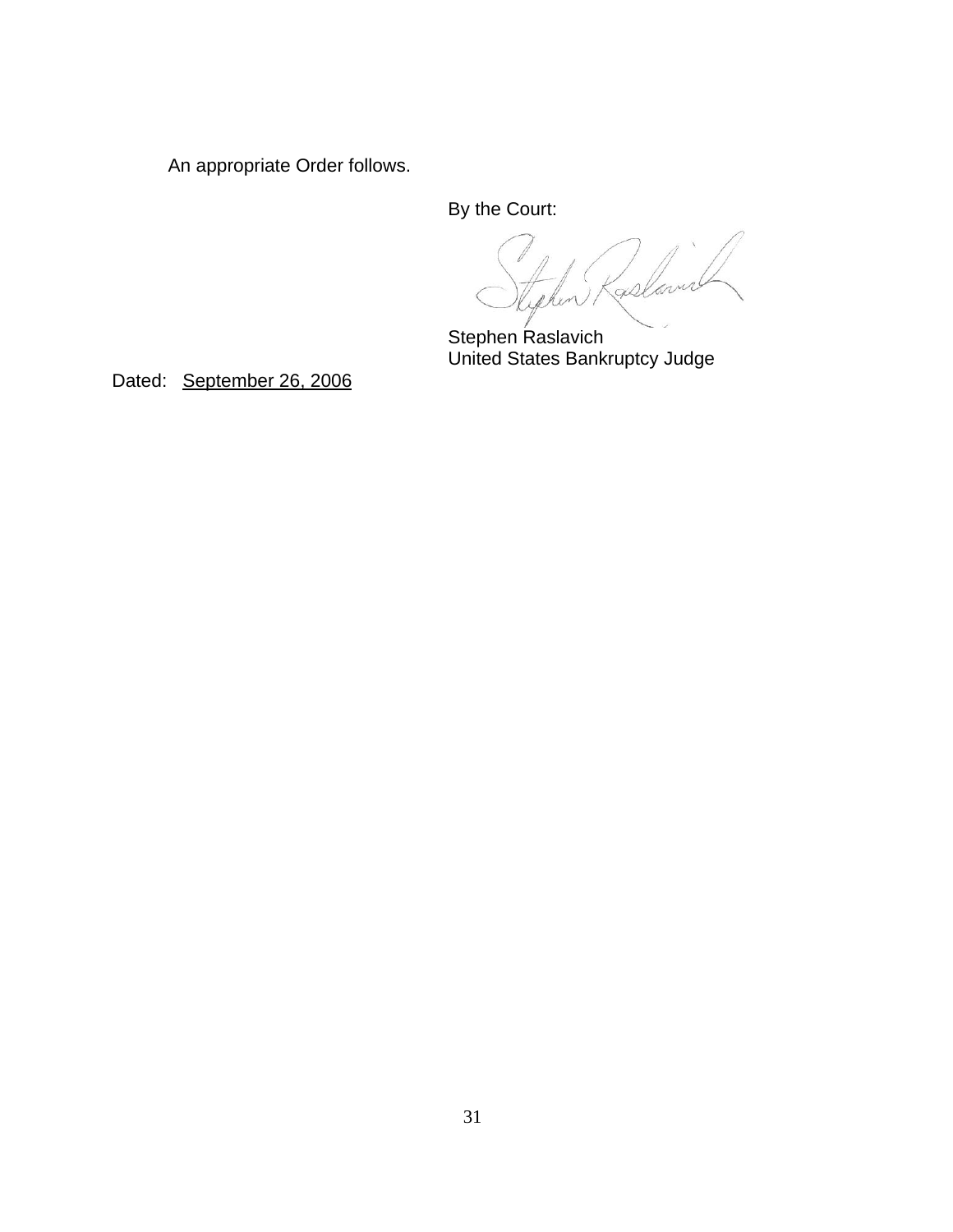An appropriate Order follows.

By the Court:

Stephen Raslavich
United States Bankruptcy Judge

Dated: September 26, 2006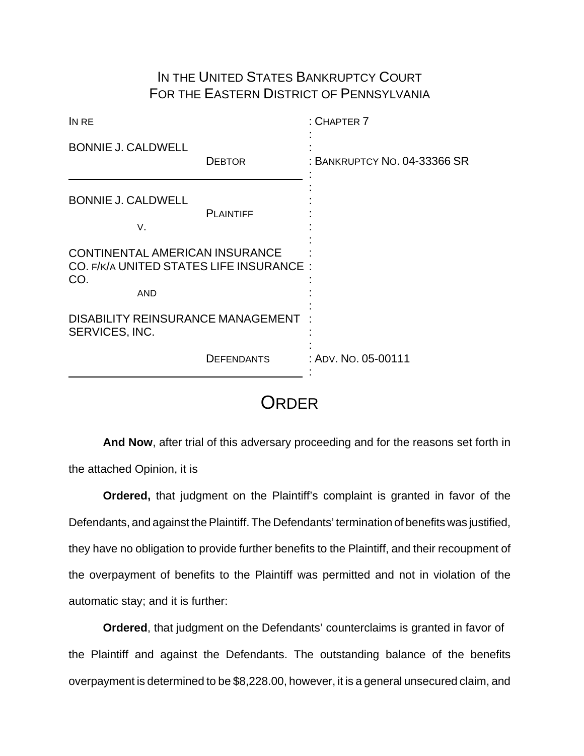IN THE UNITED STATES BANKRUPTCY COURT
FOR THE EASTERN DISTRICT OF PENNSYLVANIA

| | |
|---|---|
| IN RE | : CHAPTER 7 |
| BONNIE J. CALDWELL DEBTOR | : BANKRUPTCY NO. 04-33366 SR |
| BONNIE J. CALDWELL PLAINTIFF | : |
| V. | : |
| CONTINENTAL AMERICAN INSURANCE CO. F/K/A UNITED STATES LIFE INSURANCE CO. | : |
| AND | : |
| DISABILITY REINSURANCE MANAGEMENT SERVICES, INC. | : |
| DEFENDANTS | : ADV. NO. 05-00111 |

# ORDER

**And Now**, after trial of this adversary proceeding and for the reasons set forth in the attached Opinion, it is

**Ordered,** that judgment on the Plaintiff's complaint is granted in favor of the Defendants, and against the Plaintiff. The Defendants' termination of benefits was justified, they have no obligation to provide further benefits to the Plaintiff, and their recoupment of the overpayment of benefits to the Plaintiff was permitted and not in violation of the automatic stay; and it is further:

**Ordered**, that judgment on the Defendants' counterclaims is granted in favor of the Plaintiff and against the Defendants. The outstanding balance of the benefits overpayment is determined to be $8,228.00, however, it is a general unsecured claim, and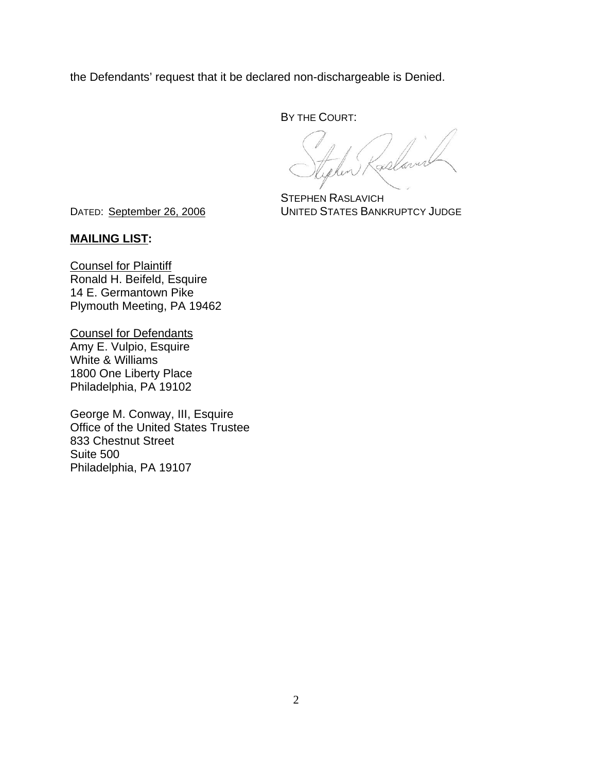the Defendants' request that it be declared non-dischargeable is Denied.

BY THE COURT:

STEPHEN RASLAVICH
UNITED STATES BANKRUPTCY JUDGE

DATED: September 26, 2006

**MAILING LIST:**

Counsel for Plaintiff
Ronald H. Beifeld, Esquire
14 E. Germantown Pike
Plymouth Meeting, PA 19462

Counsel for Defendants
Amy E. Vulpio, Esquire
White & Williams
1800 One Liberty Place
Philadelphia, PA 19102

George M. Conway, III, Esquire
Office of the United States Trustee
833 Chestnut Street
Suite 500
Philadelphia, PA 19107